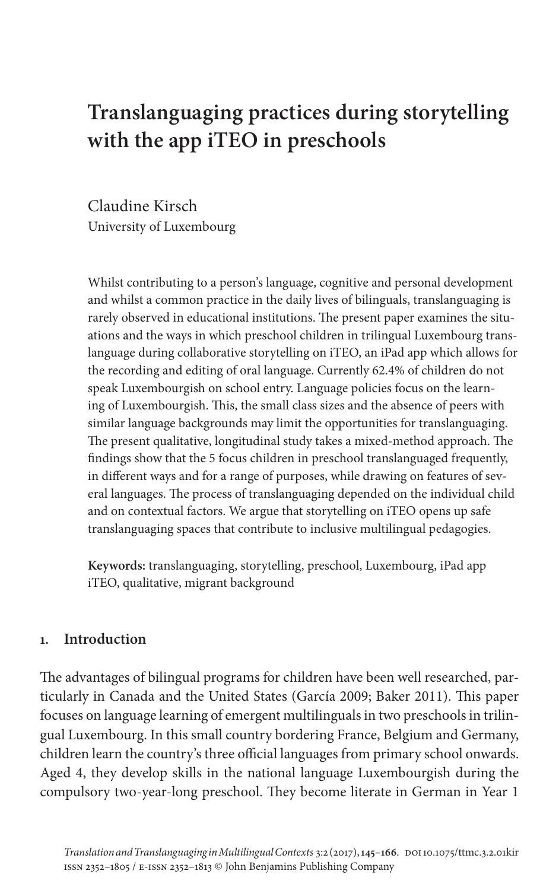# Translanguaging practices during storytelling with the app iTEO in preschools

Claudine Kirsch
University of Luxembourg

Whilst contributing to a person's language, cognitive and personal development and whilst a common practice in the daily lives of bilinguals, translanguaging is rarely observed in educational institutions. The present paper examines the situations and the ways in which preschool children in trilingual Luxembourg translanguage during collaborative storytelling on iTEO, an iPad app which allows for the recording and editing of oral language. Currently 62.4% of children do not speak Luxembourgish on school entry. Language policies focus on the learning of Luxembourgish. This, the small class sizes and the absence of peers with similar language backgrounds may limit the opportunities for translanguaging. The present qualitative, longitudinal study takes a mixed-method approach. The findings show that the 5 focus children in preschool translanguaged frequently, in different ways and for a range of purposes, while drawing on features of several languages. The process of translanguaging depended on the individual child and on contextual factors. We argue that storytelling on iTEO opens up safe translanguaging spaces that contribute to inclusive multilingual pedagogies.

**Keywords:** translanguaging, storytelling, preschool, Luxembourg, iPad app iTEO, qualitative, migrant background

## 1. Introduction

The advantages of bilingual programs for children have been well researched, particularly in Canada and the United States (García 2009; Baker 2011). This paper focuses on language learning of emergent multilinguals in two preschools in trilingual Luxembourg. In this small country bordering France, Belgium and Germany, children learn the country's three official languages from primary school onwards. Aged 4, they develop skills in the national language Luxembourgish during the compulsory two-year-long preschool. They become literate in German in Year 1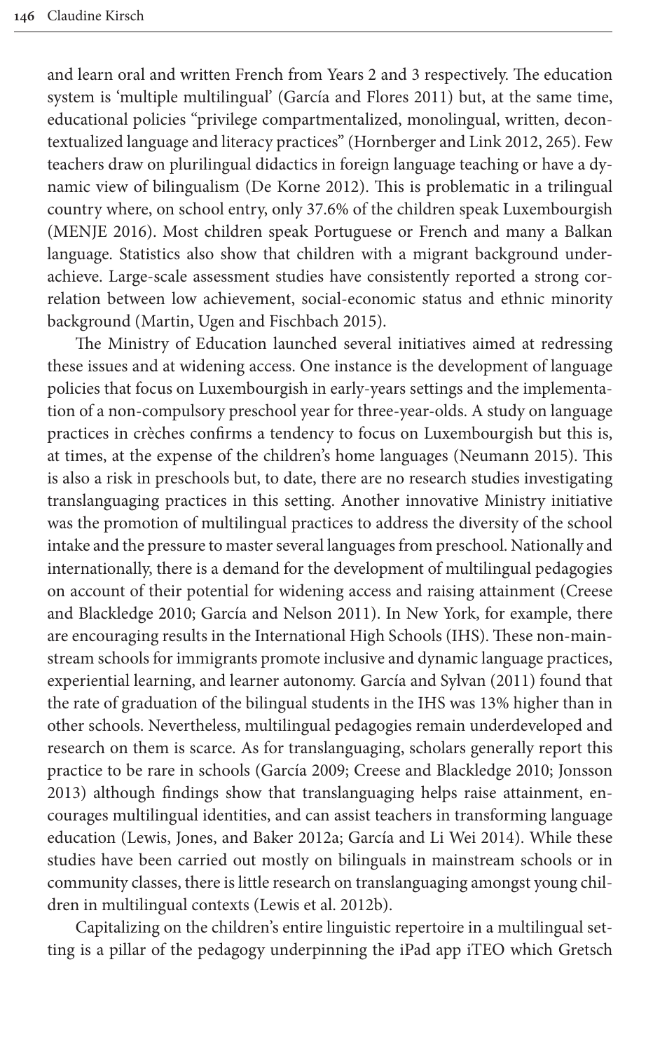and learn oral and written French from Years 2 and 3 respectively. The education system is 'multiple multilingual' (García and Flores 2011) but, at the same time, educational policies "privilege compartmentalized, monolingual, written, decontextualized language and literacy practices" (Hornberger and Link 2012, 265). Few teachers draw on plurilingual didactics in foreign language teaching or have a dynamic view of bilingualism (De Korne 2012). This is problematic in a trilingual country where, on school entry, only 37.6% of the children speak Luxembourgish (MENJE 2016). Most children speak Portuguese or French and many a Balkan language. Statistics also show that children with a migrant background underachieve. Large-scale assessment studies have consistently reported a strong correlation between low achievement, social-economic status and ethnic minority background (Martin, Ugen and Fischbach 2015).

The Ministry of Education launched several initiatives aimed at redressing these issues and at widening access. One instance is the development of language policies that focus on Luxembourgish in early-years settings and the implementation of a non-compulsory preschool year for three-year-olds. A study on language practices in crèches confirms a tendency to focus on Luxembourgish but this is, at times, at the expense of the children's home languages (Neumann 2015). This is also a risk in preschools but, to date, there are no research studies investigating translanguaging practices in this setting. Another innovative Ministry initiative was the promotion of multilingual practices to address the diversity of the school intake and the pressure to master several languages from preschool. Nationally and internationally, there is a demand for the development of multilingual pedagogies on account of their potential for widening access and raising attainment (Creese and Blackledge 2010; García and Nelson 2011). In New York, for example, there are encouraging results in the International High Schools (IHS). These non-mainstream schools for immigrants promote inclusive and dynamic language practices, experiential learning, and learner autonomy. García and Sylvan (2011) found that the rate of graduation of the bilingual students in the IHS was 13% higher than in other schools. Nevertheless, multilingual pedagogies remain underdeveloped and research on them is scarce. As for translanguaging, scholars generally report this practice to be rare in schools (García 2009; Creese and Blackledge 2010; Jonsson 2013) although findings show that translanguaging helps raise attainment, encourages multilingual identities, and can assist teachers in transforming language education (Lewis, Jones, and Baker 2012a; García and Li Wei 2014). While these studies have been carried out mostly on bilinguals in mainstream schools or in community classes, there is little research on translanguaging amongst young children in multilingual contexts (Lewis et al. 2012b).

Capitalizing on the children's entire linguistic repertoire in a multilingual setting is a pillar of the pedagogy underpinning the iPad app iTEO which Gretsch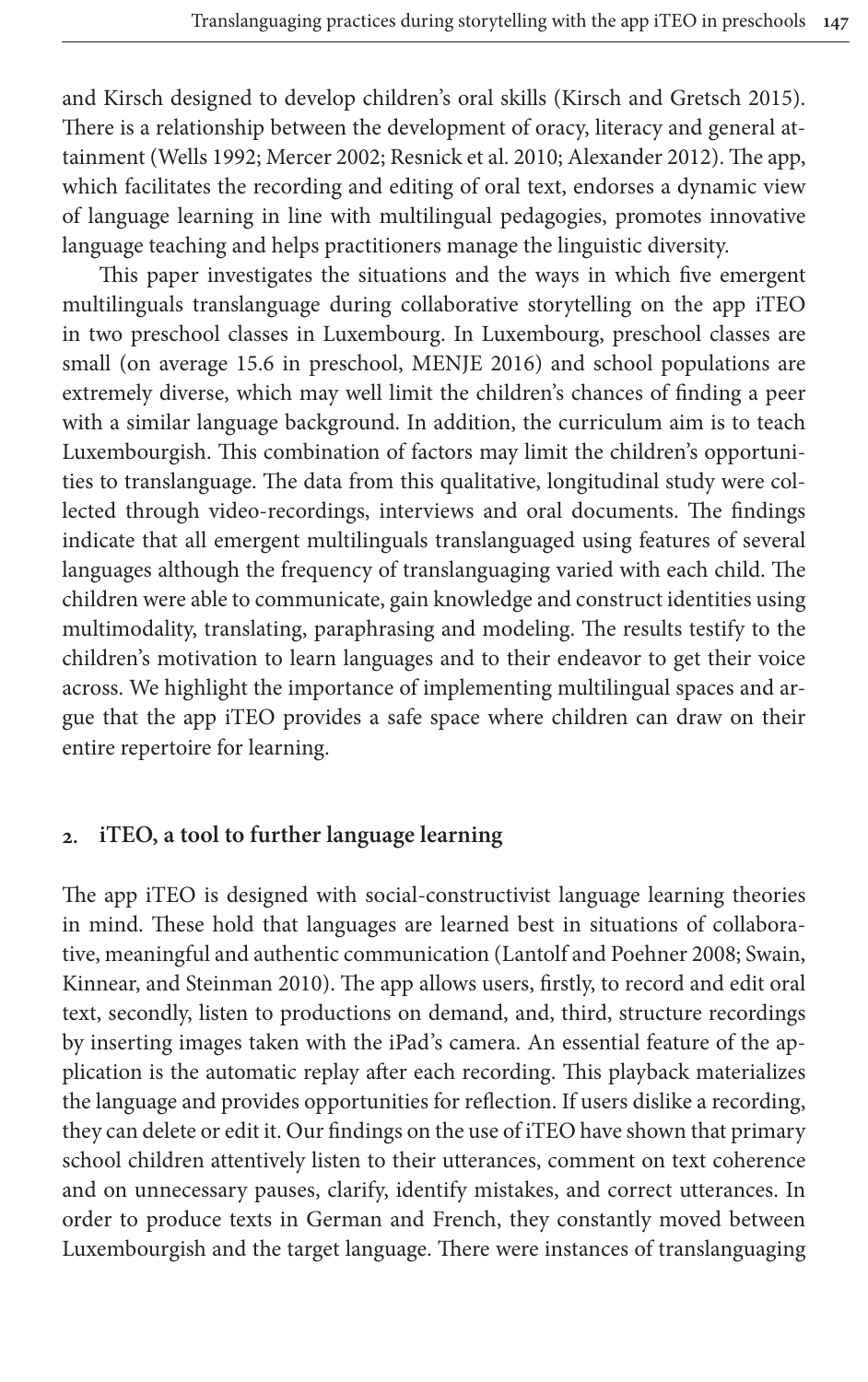and Kirsch designed to develop children's oral skills (Kirsch and Gretsch 2015). There is a relationship between the development of oracy, literacy and general attainment (Wells 1992; Mercer 2002; Resnick et al. 2010; Alexander 2012). The app, which facilitates the recording and editing of oral text, endorses a dynamic view of language learning in line with multilingual pedagogies, promotes innovative language teaching and helps practitioners manage the linguistic diversity.

This paper investigates the situations and the ways in which five emergent multilinguals translanguage during collaborative storytelling on the app iTEO in two preschool classes in Luxembourg. In Luxembourg, preschool classes are small (on average 15.6 in preschool, MENJE 2016) and school populations are extremely diverse, which may well limit the children's chances of finding a peer with a similar language background. In addition, the curriculum aim is to teach Luxembourgish. This combination of factors may limit the children's opportunities to translanguage. The data from this qualitative, longitudinal study were collected through video-recordings, interviews and oral documents. The findings indicate that all emergent multilinguals translanguaged using features of several languages although the frequency of translanguaging varied with each child. The children were able to communicate, gain knowledge and construct identities using multimodality, translating, paraphrasing and modeling. The results testify to the children's motivation to learn languages and to their endeavor to get their voice across. We highlight the importance of implementing multilingual spaces and argue that the app iTEO provides a safe space where children can draw on their entire repertoire for learning.

## 2. iTEO, a tool to further language learning

The app iTEO is designed with social-constructivist language learning theories in mind. These hold that languages are learned best in situations of collaborative, meaningful and authentic communication (Lantolf and Poehner 2008; Swain, Kinnear, and Steinman 2010). The app allows users, firstly, to record and edit oral text, secondly, listen to productions on demand, and, third, structure recordings by inserting images taken with the iPad's camera. An essential feature of the application is the automatic replay after each recording. This playback materializes the language and provides opportunities for reflection. If users dislike a recording, they can delete or edit it. Our findings on the use of iTEO have shown that primary school children attentively listen to their utterances, comment on text coherence and on unnecessary pauses, clarify, identify mistakes, and correct utterances. In order to produce texts in German and French, they constantly moved between Luxembourgish and the target language. There were instances of translanguaging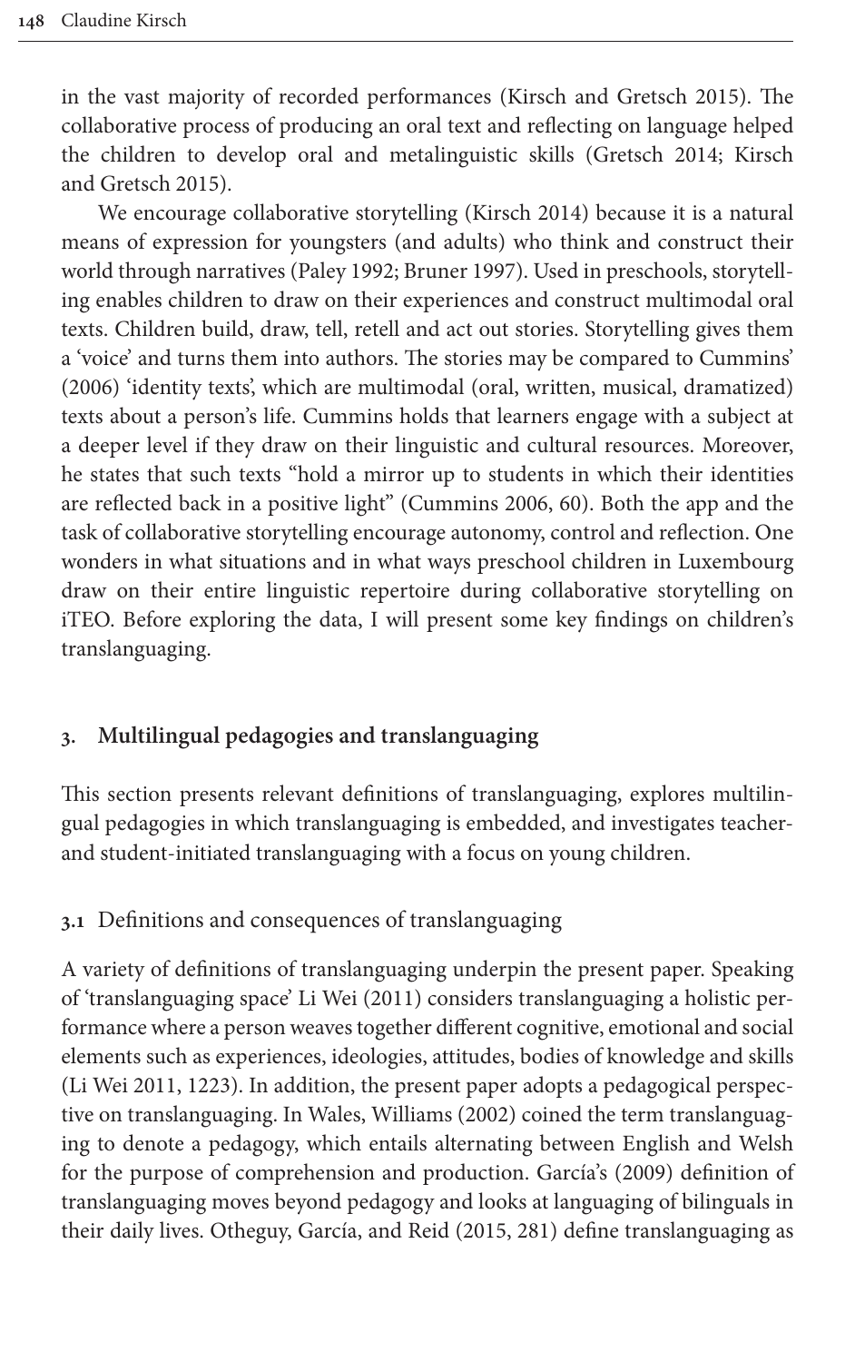in the vast majority of recorded performances (Kirsch and Gretsch 2015). The collaborative process of producing an oral text and reflecting on language helped the children to develop oral and metalinguistic skills (Gretsch 2014; Kirsch and Gretsch 2015).

We encourage collaborative storytelling (Kirsch 2014) because it is a natural means of expression for youngsters (and adults) who think and construct their world through narratives (Paley 1992; Bruner 1997). Used in preschools, storytelling enables children to draw on their experiences and construct multimodal oral texts. Children build, draw, tell, retell and act out stories. Storytelling gives them a 'voice' and turns them into authors. The stories may be compared to Cummins' (2006) 'identity texts', which are multimodal (oral, written, musical, dramatized) texts about a person's life. Cummins holds that learners engage with a subject at a deeper level if they draw on their linguistic and cultural resources. Moreover, he states that such texts "hold a mirror up to students in which their identities are reflected back in a positive light" (Cummins 2006, 60). Both the app and the task of collaborative storytelling encourage autonomy, control and reflection. One wonders in what situations and in what ways preschool children in Luxembourg draw on their entire linguistic repertoire during collaborative storytelling on iTEO. Before exploring the data, I will present some key findings on children's translanguaging.

## 3. Multilingual pedagogies and translanguaging

This section presents relevant definitions of translanguaging, explores multilingual pedagogies in which translanguaging is embedded, and investigates teacher- and student-initiated translanguaging with a focus on young children.

### 3.1 Definitions and consequences of translanguaging

A variety of definitions of translanguaging underpin the present paper. Speaking of 'translanguaging space' Li Wei (2011) considers translanguaging a holistic performance where a person weaves together different cognitive, emotional and social elements such as experiences, ideologies, attitudes, bodies of knowledge and skills (Li Wei 2011, 1223). In addition, the present paper adopts a pedagogical perspective on translanguaging. In Wales, Williams (2002) coined the term translanguaging to denote a pedagogy, which entails alternating between English and Welsh for the purpose of comprehension and production. García's (2009) definition of translanguaging moves beyond pedagogy and looks at languaging of bilinguals in their daily lives. Otheguy, García, and Reid (2015, 281) define translanguaging as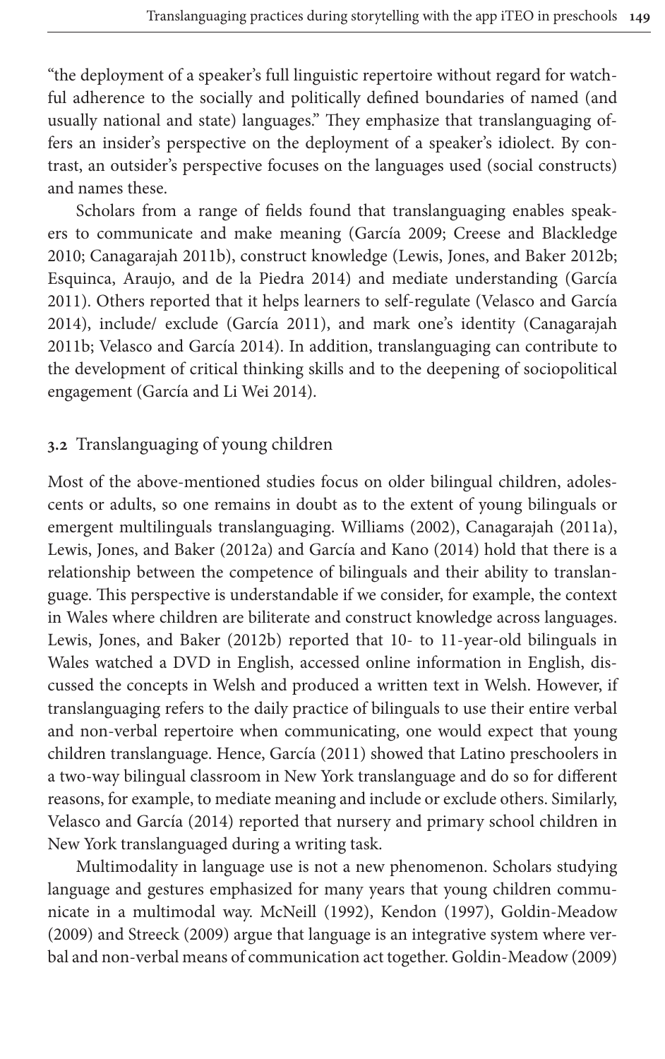"the deployment of a speaker's full linguistic repertoire without regard for watchful adherence to the socially and politically defined boundaries of named (and usually national and state) languages." They emphasize that translanguaging offers an insider's perspective on the deployment of a speaker's idiolect. By contrast, an outsider's perspective focuses on the languages used (social constructs) and names these.

Scholars from a range of fields found that translanguaging enables speakers to communicate and make meaning (García 2009; Creese and Blackledge 2010; Canagarajah 2011b), construct knowledge (Lewis, Jones, and Baker 2012b; Esquinca, Araujo, and de la Piedra 2014) and mediate understanding (García 2011). Others reported that it helps learners to self-regulate (Velasco and García 2014), include/ exclude (García 2011), and mark one's identity (Canagarajah 2011b; Velasco and García 2014). In addition, translanguaging can contribute to the development of critical thinking skills and to the deepening of sociopolitical engagement (García and Li Wei 2014).

## 3.2 Translanguaging of young children

Most of the above-mentioned studies focus on older bilingual children, adolescents or adults, so one remains in doubt as to the extent of young bilinguals or emergent multilinguals translanguaging. Williams (2002), Canagarajah (2011a), Lewis, Jones, and Baker (2012a) and García and Kano (2014) hold that there is a relationship between the competence of bilinguals and their ability to translanguage. This perspective is understandable if we consider, for example, the context in Wales where children are biliterate and construct knowledge across languages. Lewis, Jones, and Baker (2012b) reported that 10- to 11-year-old bilinguals in Wales watched a DVD in English, accessed online information in English, discussed the concepts in Welsh and produced a written text in Welsh. However, if translanguaging refers to the daily practice of bilinguals to use their entire verbal and non-verbal repertoire when communicating, one would expect that young children translanguage. Hence, García (2011) showed that Latino preschoolers in a two-way bilingual classroom in New York translanguage and do so for different reasons, for example, to mediate meaning and include or exclude others. Similarly, Velasco and García (2014) reported that nursery and primary school children in New York translanguaged during a writing task.

Multimodality in language use is not a new phenomenon. Scholars studying language and gestures emphasized for many years that young children communicate in a multimodal way. McNeill (1992), Kendon (1997), Goldin-Meadow (2009) and Streeck (2009) argue that language is an integrative system where verbal and non-verbal means of communication act together. Goldin-Meadow (2009)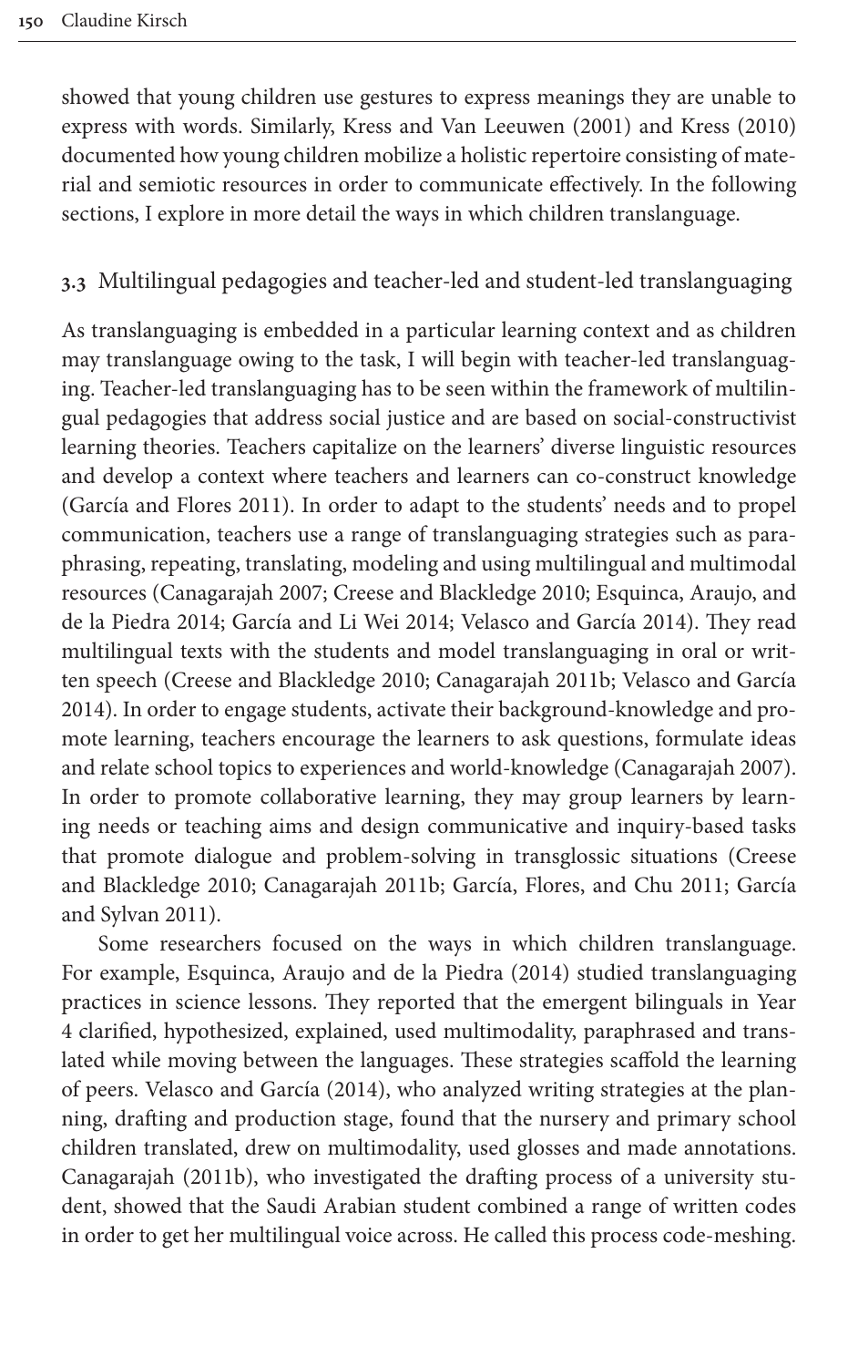showed that young children use gestures to express meanings they are unable to express with words. Similarly, Kress and Van Leeuwen (2001) and Kress (2010) documented how young children mobilize a holistic repertoire consisting of material and semiotic resources in order to communicate effectively. In the following sections, I explore in more detail the ways in which children translanguage.

### 3.3 Multilingual pedagogies and teacher-led and student-led translanguaging

As translanguaging is embedded in a particular learning context and as children may translanguage owing to the task, I will begin with teacher-led translanguaging. Teacher-led translanguaging has to be seen within the framework of multilingual pedagogies that address social justice and are based on social-constructivist learning theories. Teachers capitalize on the learners' diverse linguistic resources and develop a context where teachers and learners can co-construct knowledge (García and Flores 2011). In order to adapt to the students' needs and to propel communication, teachers use a range of translanguaging strategies such as paraphrasing, repeating, translating, modeling and using multilingual and multimodal resources (Canagarajah 2007; Creese and Blackledge 2010; Esquinca, Araujo, and de la Piedra 2014; García and Li Wei 2014; Velasco and García 2014). They read multilingual texts with the students and model translanguaging in oral or written speech (Creese and Blackledge 2010; Canagarajah 2011b; Velasco and García 2014). In order to engage students, activate their background-knowledge and promote learning, teachers encourage the learners to ask questions, formulate ideas and relate school topics to experiences and world-knowledge (Canagarajah 2007). In order to promote collaborative learning, they may group learners by learning needs or teaching aims and design communicative and inquiry-based tasks that promote dialogue and problem-solving in transglossic situations (Creese and Blackledge 2010; Canagarajah 2011b; García, Flores, and Chu 2011; García and Sylvan 2011).

Some researchers focused on the ways in which children translanguage. For example, Esquinca, Araujo and de la Piedra (2014) studied translanguaging practices in science lessons. They reported that the emergent bilinguals in Year 4 clarified, hypothesized, explained, used multimodality, paraphrased and translated while moving between the languages. These strategies scaffold the learning of peers. Velasco and García (2014), who analyzed writing strategies at the planning, drafting and production stage, found that the nursery and primary school children translated, drew on multimodality, used glosses and made annotations. Canagarajah (2011b), who investigated the drafting process of a university student, showed that the Saudi Arabian student combined a range of written codes in order to get her multilingual voice across. He called this process code-meshing.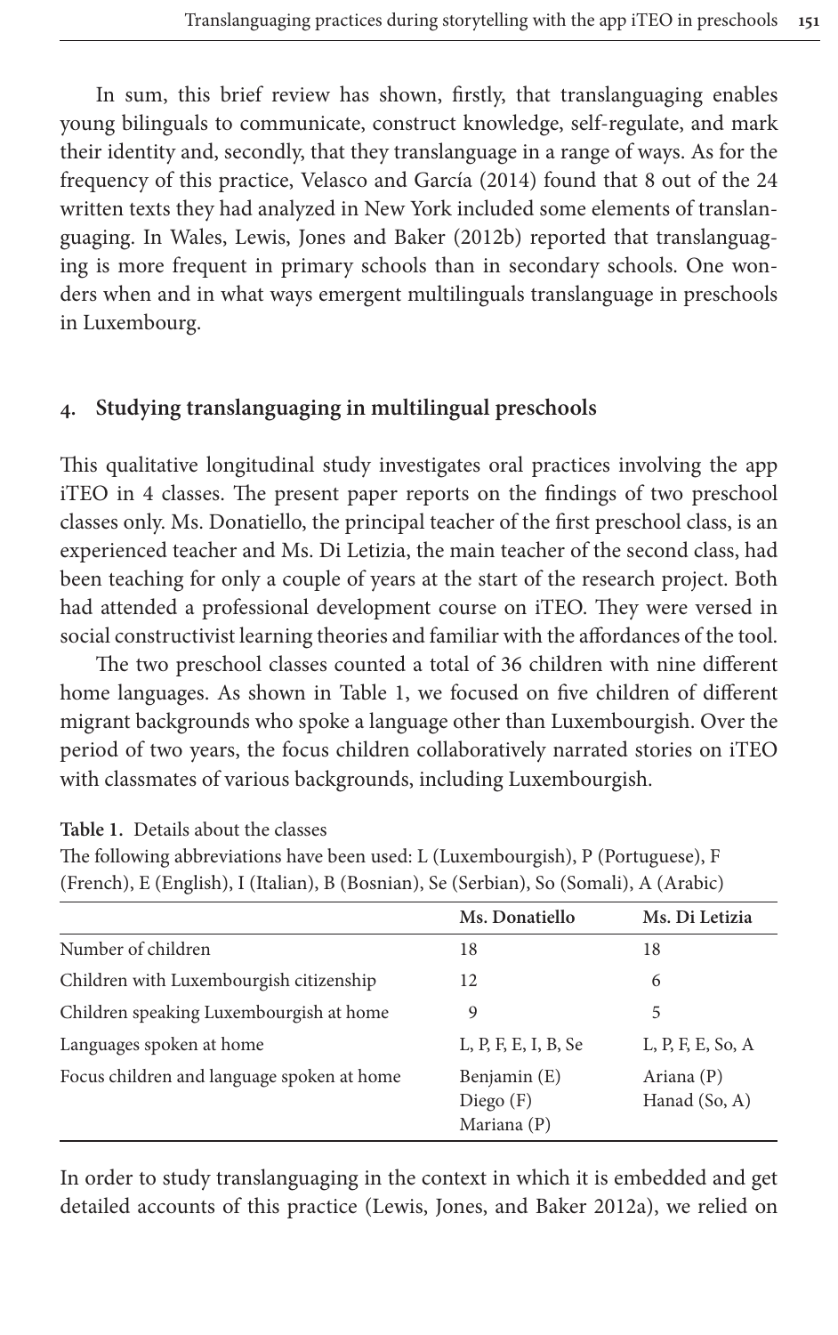In sum, this brief review has shown, firstly, that translanguaging enables young bilinguals to communicate, construct knowledge, self-regulate, and mark their identity and, secondly, that they translanguage in a range of ways. As for the frequency of this practice, Velasco and García (2014) found that 8 out of the 24 written texts they had analyzed in New York included some elements of translanguaging. In Wales, Lewis, Jones and Baker (2012b) reported that translanguaging is more frequent in primary schools than in secondary schools. One wonders when and in what ways emergent multilinguals translanguage in preschools in Luxembourg.

## 4. Studying translanguaging in multilingual preschools

This qualitative longitudinal study investigates oral practices involving the app iTEO in 4 classes. The present paper reports on the findings of two preschool classes only. Ms. Donatiello, the principal teacher of the first preschool class, is an experienced teacher and Ms. Di Letizia, the main teacher of the second class, had been teaching for only a couple of years at the start of the research project. Both had attended a professional development course on iTEO. They were versed in social constructivist learning theories and familiar with the affordances of the tool.

The two preschool classes counted a total of 36 children with nine different home languages. As shown in Table 1, we focused on five children of different migrant backgrounds who spoke a language other than Luxembourgish. Over the period of two years, the focus children collaboratively narrated stories on iTEO with classmates of various backgrounds, including Luxembourgish.

**Table 1.** Details about the classes
The following abbreviations have been used: L (Luxembourgish), P (Portuguese), F (French), E (English), I (Italian), B (Bosnian), Se (Serbian), So (Somali), A (Arabic)

| | Ms. Donatiello | Ms. Di Letizia |
|---|---|---|
| Number of children | 18 | 18 |
| Children with Luxembourgish citizenship | 12 | 6 |
| Children speaking Luxembourgish at home | 9 | 5 |
| Languages spoken at home | L, P, F, E, I, B, Se | L, P, F, E, So, A |
| Focus children and language spoken at home | Benjamin (E)<br>Diego (F)<br>Mariana (P) | Ariana (P)<br>Hanad (So, A) |

In order to study translanguaging in the context in which it is embedded and get detailed accounts of this practice (Lewis, Jones, and Baker 2012a), we relied on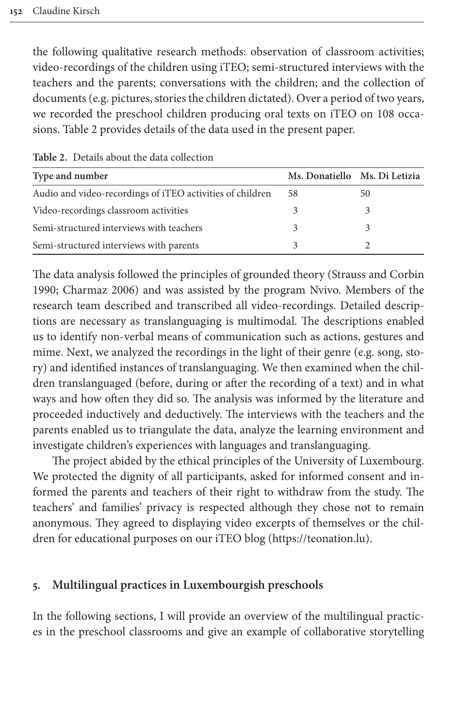the following qualitative research methods: observation of classroom activities; video-recordings of the children using iTEO; semi-structured interviews with the teachers and the parents; conversations with the children; and the collection of documents (e.g. pictures, stories the children dictated). Over a period of two years, we recorded the preschool children producing oral texts on iTEO on 108 occasions. Table 2 provides details of the data used in the present paper.

**Table 2.** Details about the data collection

| Type and number | Ms. Donatiello | Ms. Di Letizia |
|---|---|---|
| Audio and video-recordings of iTEO activities of children | 58 | 50 |
| Video-recordings classroom activities | 3 | 3 |
| Semi-structured interviews with teachers | 3 | 3 |
| Semi-structured interviews with parents | 3 | 2 |

The data analysis followed the principles of grounded theory (Strauss and Corbin 1990; Charmaz 2006) and was assisted by the program Nvivo. Members of the research team described and transcribed all video-recordings. Detailed descriptions are necessary as translanguaging is multimodal. The descriptions enabled us to identify non-verbal means of communication such as actions, gestures and mime. Next, we analyzed the recordings in the light of their genre (e.g. song, story) and identified instances of translanguaging. We then examined when the children translanguaged (before, during or after the recording of a text) and in what ways and how often they did so. The analysis was informed by the literature and proceeded inductively and deductively. The interviews with the teachers and the parents enabled us to triangulate the data, analyze the learning environment and investigate children's experiences with languages and translanguaging.

The project abided by the ethical principles of the University of Luxembourg. We protected the dignity of all participants, asked for informed consent and informed the parents and teachers of their right to withdraw from the study. The teachers' and families' privacy is respected although they chose not to remain anonymous. They agreed to displaying video excerpts of themselves or the children for educational purposes on our iTEO blog (https://teonation.lu).

## 5. Multilingual practices in Luxembourgish preschools

In the following sections, I will provide an overview of the multilingual practices in the preschool classrooms and give an example of collaborative storytelling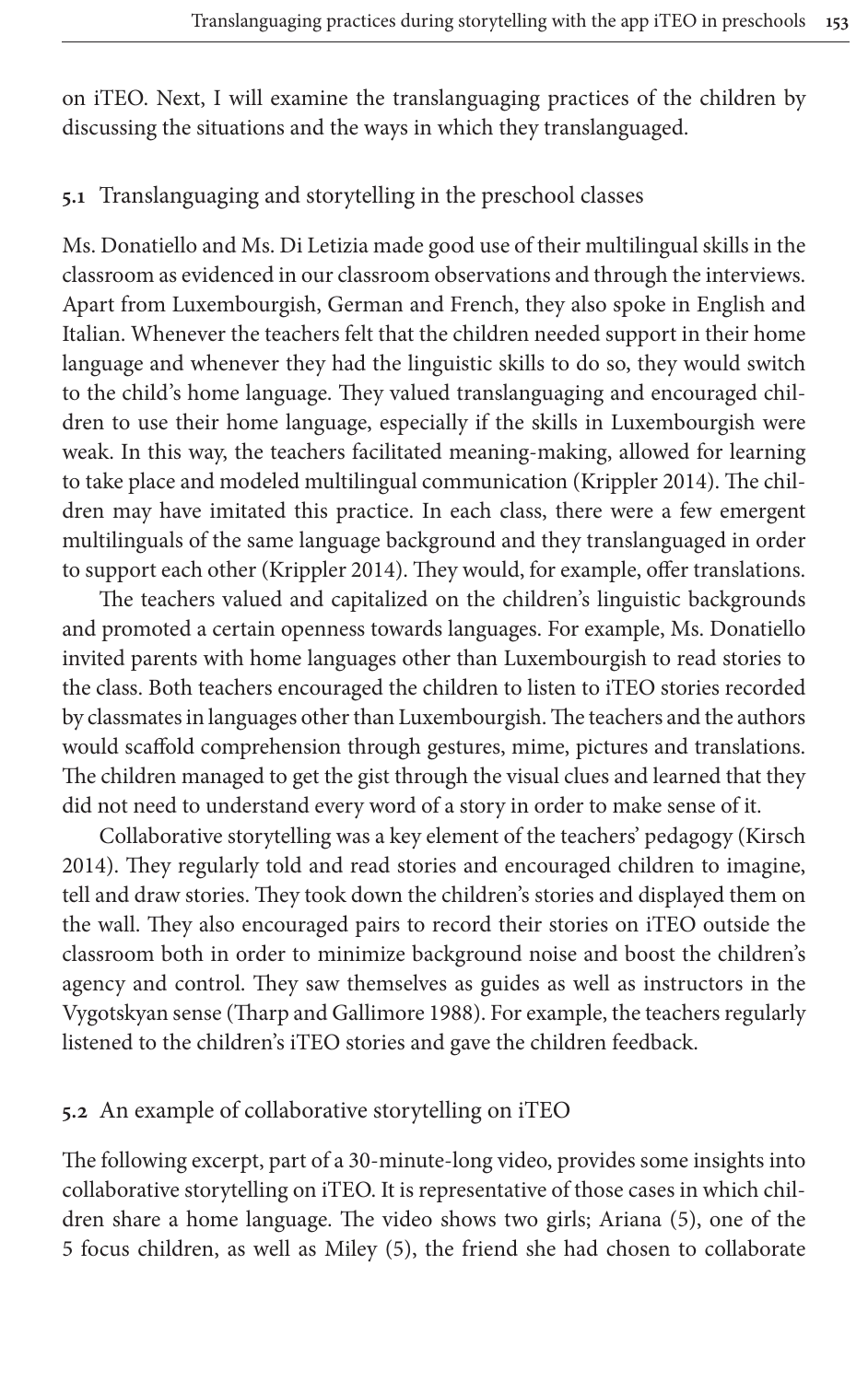on iTEO. Next, I will examine the translanguaging practices of the children by discussing the situations and the ways in which they translanguaged.

### 5.1 Translanguaging and storytelling in the preschool classes

Ms. Donatiello and Ms. Di Letizia made good use of their multilingual skills in the classroom as evidenced in our classroom observations and through the interviews. Apart from Luxembourgish, German and French, they also spoke in English and Italian. Whenever the teachers felt that the children needed support in their home language and whenever they had the linguistic skills to do so, they would switch to the child's home language. They valued translanguaging and encouraged children to use their home language, especially if the skills in Luxembourgish were weak. In this way, the teachers facilitated meaning-making, allowed for learning to take place and modeled multilingual communication (Krippler 2014). The children may have imitated this practice. In each class, there were a few emergent multilinguals of the same language background and they translanguaged in order to support each other (Krippler 2014). They would, for example, offer translations.

The teachers valued and capitalized on the children's linguistic backgrounds and promoted a certain openness towards languages. For example, Ms. Donatiello invited parents with home languages other than Luxembourgish to read stories to the class. Both teachers encouraged the children to listen to iTEO stories recorded by classmates in languages other than Luxembourgish. The teachers and the authors would scaffold comprehension through gestures, mime, pictures and translations. The children managed to get the gist through the visual clues and learned that they did not need to understand every word of a story in order to make sense of it.

Collaborative storytelling was a key element of the teachers' pedagogy (Kirsch 2014). They regularly told and read stories and encouraged children to imagine, tell and draw stories. They took down the children's stories and displayed them on the wall. They also encouraged pairs to record their stories on iTEO outside the classroom both in order to minimize background noise and boost the children's agency and control. They saw themselves as guides as well as instructors in the Vygotskyan sense (Tharp and Gallimore 1988). For example, the teachers regularly listened to the children's iTEO stories and gave the children feedback.

### 5.2 An example of collaborative storytelling on iTEO

The following excerpt, part of a 30-minute-long video, provides some insights into collaborative storytelling on iTEO. It is representative of those cases in which children share a home language. The video shows two girls; Ariana (5), one of the 5 focus children, as well as Miley (5), the friend she had chosen to collaborate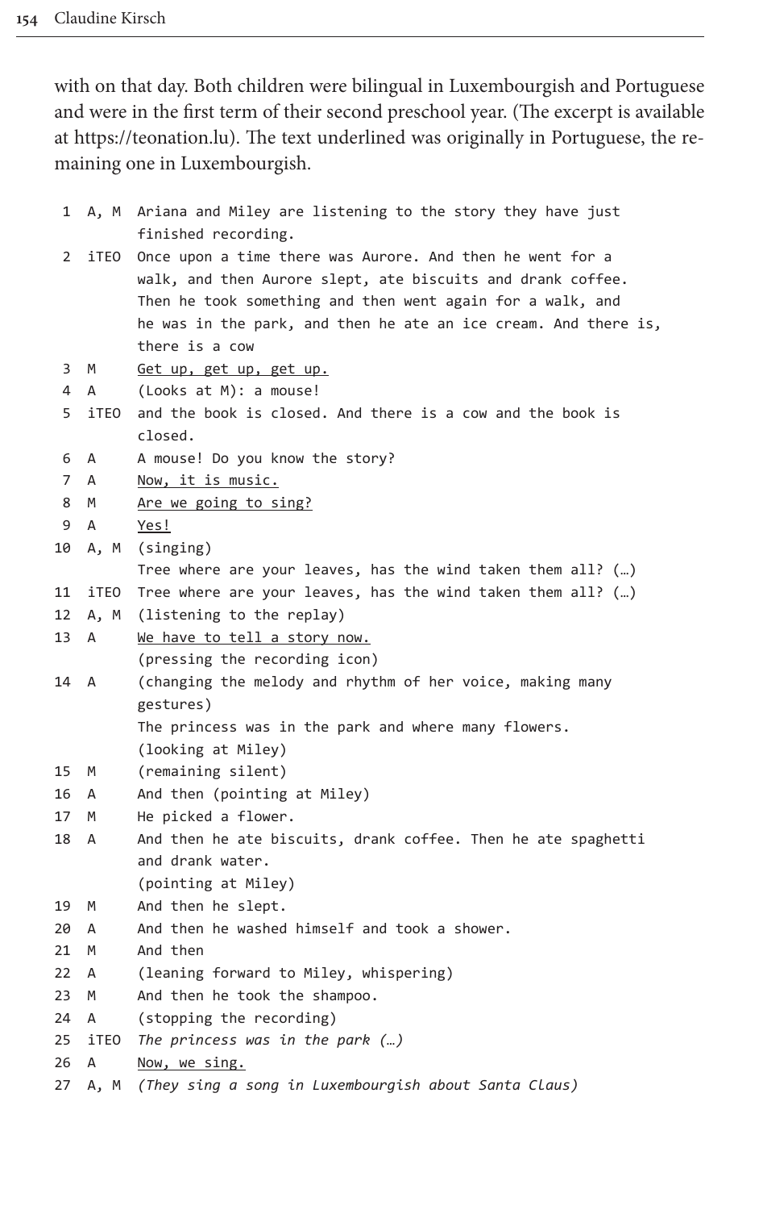with on that day. Both children were bilingual in Luxembourgish and Portuguese and were in the first term of their second preschool year. (The excerpt is available at https://teonation.lu). The text underlined was originally in Portuguese, the remaining one in Luxembourgish.

| | | |
|---|---|---|
| 1 | A, M | Ariana and Miley are listening to the story they have just finished recording. |
| 2 | iTEO | Once upon a time there was Aurore. And then he went for a walk, and then Aurore slept, ate biscuits and drank coffee. Then he took something and then went again for a walk, and he was in the park, and then he ate an ice cream. And there is, there is a cow |
| 3 | M | <u>Get up, get up, get up.</u> |
| 4 | A | (Looks at M): a mouse! |
| 5 | iTEO | and the book is closed. And there is a cow and the book is closed. |
| 6 | A | A mouse! Do you know the story? |
| 7 | A | <u>Now, it is music.</u> |
| 8 | M | <u>Are we going to sing?</u> |
| 9 | A | <u>Yes!</u> |
| 10 | A, M | (singing)<br>Tree where are your leaves, has the wind taken them all? (…) |
| 11 | iTEO | Tree where are your leaves, has the wind taken them all? (…) |
| 12 | A, M | (listening to the replay) |
| 13 | A | <u>We have to tell a story now.</u><br>(pressing the recording icon) |
| 14 | A | (changing the melody and rhythm of her voice, making many gestures)<br>The princess was in the park and where many flowers.<br>(looking at Miley) |
| 15 | M | (remaining silent) |
| 16 | A | And then (pointing at Miley) |
| 17 | M | He picked a flower. |
| 18 | A | And then he ate biscuits, drank coffee. Then he ate spaghetti and drank water.<br>(pointing at Miley) |
| 19 | M | And then he slept. |
| 20 | A | And then he washed himself and took a shower. |
| 21 | M | And then |
| 22 | A | (leaning forward to Miley, whispering) |
| 23 | M | And then he took the shampoo. |
| 24 | A | (stopping the recording) |
| 25 | iTEO | *The princess was in the park (…)* |
| 26 | A | <u>Now, we sing.</u> |
| 27 | A, M | *(They sing a song in Luxembourgish about Santa Claus)* |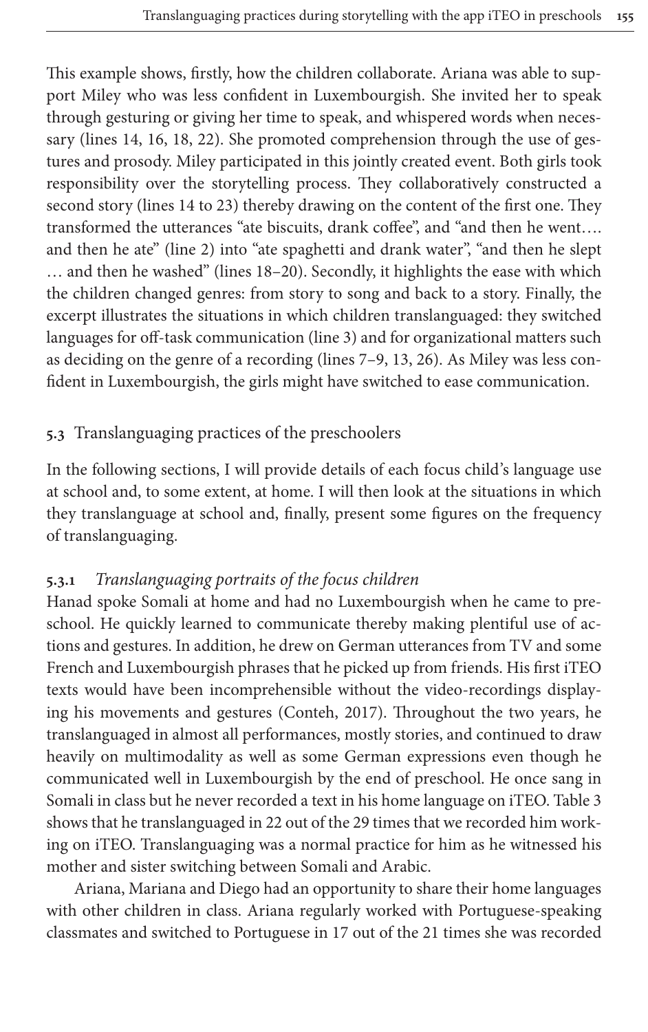This example shows, firstly, how the children collaborate. Ariana was able to support Miley who was less confident in Luxembourgish. She invited her to speak through gesturing or giving her time to speak, and whispered words when necessary (lines 14, 16, 18, 22). She promoted comprehension through the use of gestures and prosody. Miley participated in this jointly created event. Both girls took responsibility over the storytelling process. They collaboratively constructed a second story (lines 14 to 23) thereby drawing on the content of the first one. They transformed the utterances "ate biscuits, drank coffee", and "and then he went…. and then he ate" (line 2) into "ate spaghetti and drank water", "and then he slept … and then he washed" (lines 18–20). Secondly, it highlights the ease with which the children changed genres: from story to song and back to a story. Finally, the excerpt illustrates the situations in which children translanguaged: they switched languages for off-task communication (line 3) and for organizational matters such as deciding on the genre of a recording (lines 7–9, 13, 26). As Miley was less confident in Luxembourgish, the girls might have switched to ease communication.

## 5.3 Translanguaging practices of the preschoolers

In the following sections, I will provide details of each focus child's language use at school and, to some extent, at home. I will then look at the situations in which they translanguage at school and, finally, present some figures on the frequency of translanguaging.

### 5.3.1 *Translanguaging portraits of the focus children*

Hanad spoke Somali at home and had no Luxembourgish when he came to preschool. He quickly learned to communicate thereby making plentiful use of actions and gestures. In addition, he drew on German utterances from TV and some French and Luxembourgish phrases that he picked up from friends. His first iTEO texts would have been incomprehensible without the video-recordings displaying his movements and gestures (Conteh, 2017). Throughout the two years, he translanguaged in almost all performances, mostly stories, and continued to draw heavily on multimodality as well as some German expressions even though he communicated well in Luxembourgish by the end of preschool. He once sang in Somali in class but he never recorded a text in his home language on iTEO. Table 3 shows that he translanguaged in 22 out of the 29 times that we recorded him working on iTEO. Translanguaging was a normal practice for him as he witnessed his mother and sister switching between Somali and Arabic.

Ariana, Mariana and Diego had an opportunity to share their home languages with other children in class. Ariana regularly worked with Portuguese-speaking classmates and switched to Portuguese in 17 out of the 21 times she was recorded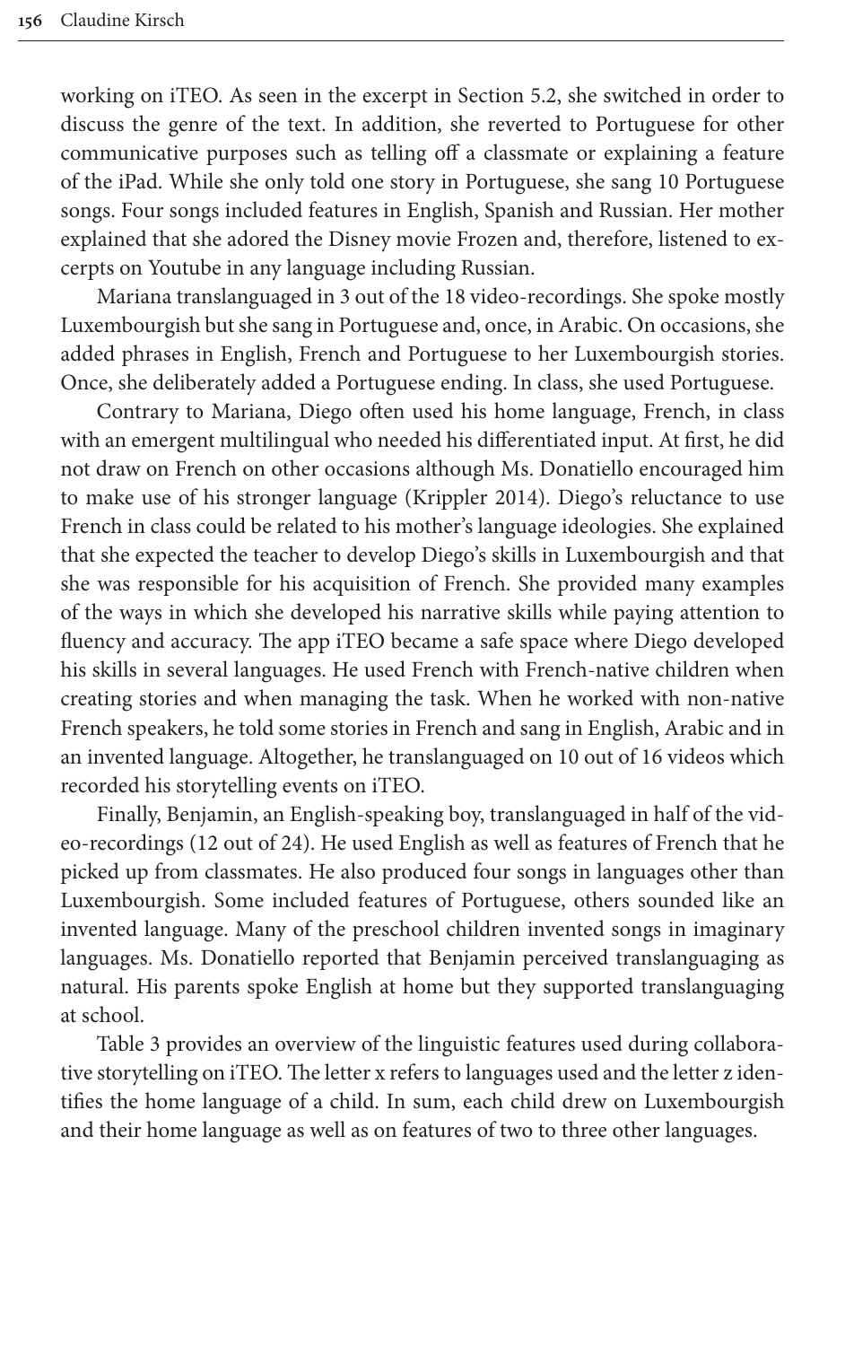working on iTEO. As seen in the excerpt in Section 5.2, she switched in order to discuss the genre of the text. In addition, she reverted to Portuguese for other communicative purposes such as telling off a classmate or explaining a feature of the iPad. While she only told one story in Portuguese, she sang 10 Portuguese songs. Four songs included features in English, Spanish and Russian. Her mother explained that she adored the Disney movie Frozen and, therefore, listened to excerpts on Youtube in any language including Russian.

Mariana translanguaged in 3 out of the 18 video-recordings. She spoke mostly Luxembourgish but she sang in Portuguese and, once, in Arabic. On occasions, she added phrases in English, French and Portuguese to her Luxembourgish stories. Once, she deliberately added a Portuguese ending. In class, she used Portuguese.

Contrary to Mariana, Diego often used his home language, French, in class with an emergent multilingual who needed his differentiated input. At first, he did not draw on French on other occasions although Ms. Donatiello encouraged him to make use of his stronger language (Krippler 2014). Diego's reluctance to use French in class could be related to his mother's language ideologies. She explained that she expected the teacher to develop Diego's skills in Luxembourgish and that she was responsible for his acquisition of French. She provided many examples of the ways in which she developed his narrative skills while paying attention to fluency and accuracy. The app iTEO became a safe space where Diego developed his skills in several languages. He used French with French-native children when creating stories and when managing the task. When he worked with non-native French speakers, he told some stories in French and sang in English, Arabic and in an invented language. Altogether, he translanguaged on 10 out of 16 videos which recorded his storytelling events on iTEO.

Finally, Benjamin, an English-speaking boy, translanguaged in half of the video-recordings (12 out of 24). He used English as well as features of French that he picked up from classmates. He also produced four songs in languages other than Luxembourgish. Some included features of Portuguese, others sounded like an invented language. Many of the preschool children invented songs in imaginary languages. Ms. Donatiello reported that Benjamin perceived translanguaging as natural. His parents spoke English at home but they supported translanguaging at school.

Table 3 provides an overview of the linguistic features used during collaborative storytelling on iTEO. The letter x refers to languages used and the letter z identifies the home language of a child. In sum, each child drew on Luxembourgish and their home language as well as on features of two to three other languages.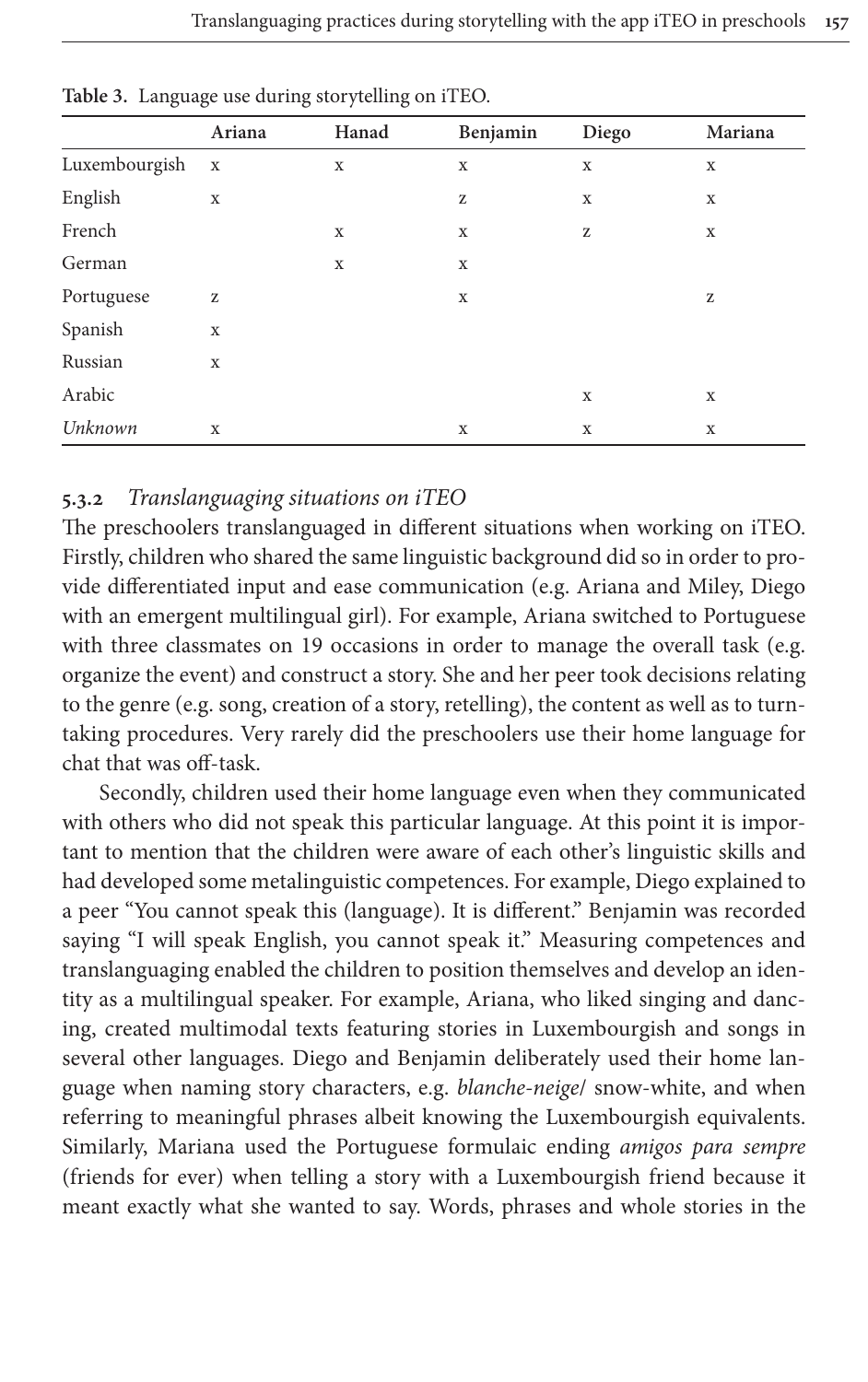**Table 3.** Language use during storytelling on iTEO.

| | Ariana | Hanad | Benjamin | Diego | Mariana |
|---|---|---|---|---|---|
| Luxembourgish | x | x | x | x | x |
| English | x | | z | x | x |
| French | | x | x | z | x |
| German | | x | x | | |
| Portuguese | z | | x | | z |
| Spanish | x | | | | |
| Russian | x | | | | |
| Arabic | | | | x | x |
| *Unknown* | x | | x | x | x |

### 5.3.2 *Translanguaging situations on iTEO*

The preschoolers translanguaged in different situations when working on iTEO. Firstly, children who shared the same linguistic background did so in order to provide differentiated input and ease communication (e.g. Ariana and Miley, Diego with an emergent multilingual girl). For example, Ariana switched to Portuguese with three classmates on 19 occasions in order to manage the overall task (e.g. organize the event) and construct a story. She and her peer took decisions relating to the genre (e.g. song, creation of a story, retelling), the content as well as to turn-taking procedures. Very rarely did the preschoolers use their home language for chat that was off-task.

Secondly, children used their home language even when they communicated with others who did not speak this particular language. At this point it is important to mention that the children were aware of each other's linguistic skills and had developed some metalinguistic competences. For example, Diego explained to a peer "You cannot speak this (language). It is different." Benjamin was recorded saying "I will speak English, you cannot speak it." Measuring competences and translanguaging enabled the children to position themselves and develop an identity as a multilingual speaker. For example, Ariana, who liked singing and dancing, created multimodal texts featuring stories in Luxembourgish and songs in several other languages. Diego and Benjamin deliberately used their home language when naming story characters, e.g. *blanche-neige*/ snow-white, and when referring to meaningful phrases albeit knowing the Luxembourgish equivalents. Similarly, Mariana used the Portuguese formulaic ending *amigos para sempre* (friends for ever) when telling a story with a Luxembourgish friend because it meant exactly what she wanted to say. Words, phrases and whole stories in the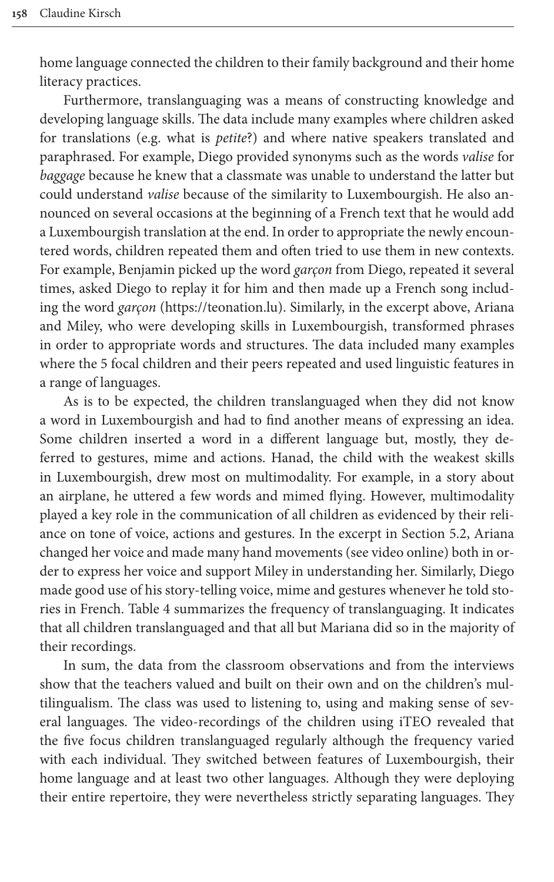home language connected the children to their family background and their home literacy practices.

Furthermore, translanguaging was a means of constructing knowledge and developing language skills. The data include many examples where children asked for translations (e.g. what is *petite*?) and where native speakers translated and paraphrased. For example, Diego provided synonyms such as the words *valise* for *baggage* because he knew that a classmate was unable to understand the latter but could understand *valise* because of the similarity to Luxembourgish. He also announced on several occasions at the beginning of a French text that he would add a Luxembourgish translation at the end. In order to appropriate the newly encountered words, children repeated them and often tried to use them in new contexts. For example, Benjamin picked up the word *garçon* from Diego, repeated it several times, asked Diego to replay it for him and then made up a French song including the word *garçon* (https://teonation.lu). Similarly, in the excerpt above, Ariana and Miley, who were developing skills in Luxembourgish, transformed phrases in order to appropriate words and structures. The data included many examples where the 5 focal children and their peers repeated and used linguistic features in a range of languages.

As is to be expected, the children translanguaged when they did not know a word in Luxembourgish and had to find another means of expressing an idea. Some children inserted a word in a different language but, mostly, they deferred to gestures, mime and actions. Hanad, the child with the weakest skills in Luxembourgish, drew most on multimodality. For example, in a story about an airplane, he uttered a few words and mimed flying. However, multimodality played a key role in the communication of all children as evidenced by their reliance on tone of voice, actions and gestures. In the excerpt in Section 5.2, Ariana changed her voice and made many hand movements (see video online) both in order to express her voice and support Miley in understanding her. Similarly, Diego made good use of his story-telling voice, mime and gestures whenever he told stories in French. Table 4 summarizes the frequency of translanguaging. It indicates that all children translanguaged and that all but Mariana did so in the majority of their recordings.

In sum, the data from the classroom observations and from the interviews show that the teachers valued and built on their own and on the children's multilingualism. The class was used to listening to, using and making sense of several languages. The video-recordings of the children using iTEO revealed that the five focus children translanguaged regularly although the frequency varied with each individual. They switched between features of Luxembourgish, their home language and at least two other languages. Although they were deploying their entire repertoire, they were nevertheless strictly separating languages. They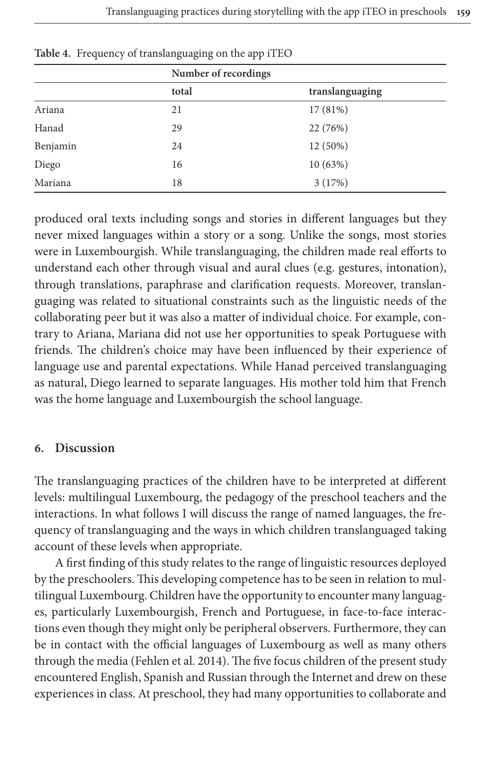**Table 4.** Frequency of translanguaging on the app iTEO

| | Number of recordings | |
|---|---|---|
| | total | translanguaging |
| Ariana | 21 | 17 (81%) |
| Hanad | 29 | 22 (76%) |
| Benjamin | 24 | 12 (50%) |
| Diego | 16 | 10 (63%) |
| Mariana | 18 | 3 (17%) |

produced oral texts including songs and stories in different languages but they never mixed languages within a story or a song. Unlike the songs, most stories were in Luxembourgish. While translanguaging, the children made real efforts to understand each other through visual and aural clues (e.g. gestures, intonation), through translations, paraphrase and clarification requests. Moreover, translanguaging was related to situational constraints such as the linguistic needs of the collaborating peer but it was also a matter of individual choice. For example, contrary to Ariana, Mariana did not use her opportunities to speak Portuguese with friends. The children's choice may have been influenced by their experience of language use and parental expectations. While Hanad perceived translanguaging as natural, Diego learned to separate languages. His mother told him that French was the home language and Luxembourgish the school language.

## 6. Discussion

The translanguaging practices of the children have to be interpreted at different levels: multilingual Luxembourg, the pedagogy of the preschool teachers and the interactions. In what follows I will discuss the range of named languages, the frequency of translanguaging and the ways in which children translanguaged taking account of these levels when appropriate.

A first finding of this study relates to the range of linguistic resources deployed by the preschoolers. This developing competence has to be seen in relation to multilingual Luxembourg. Children have the opportunity to encounter many languages, particularly Luxembourgish, French and Portuguese, in face-to-face interactions even though they might only be peripheral observers. Furthermore, they can be in contact with the official languages of Luxembourg as well as many others through the media (Fehlen et al. 2014). The five focus children of the present study encountered English, Spanish and Russian through the Internet and drew on these experiences in class. At preschool, they had many opportunities to collaborate and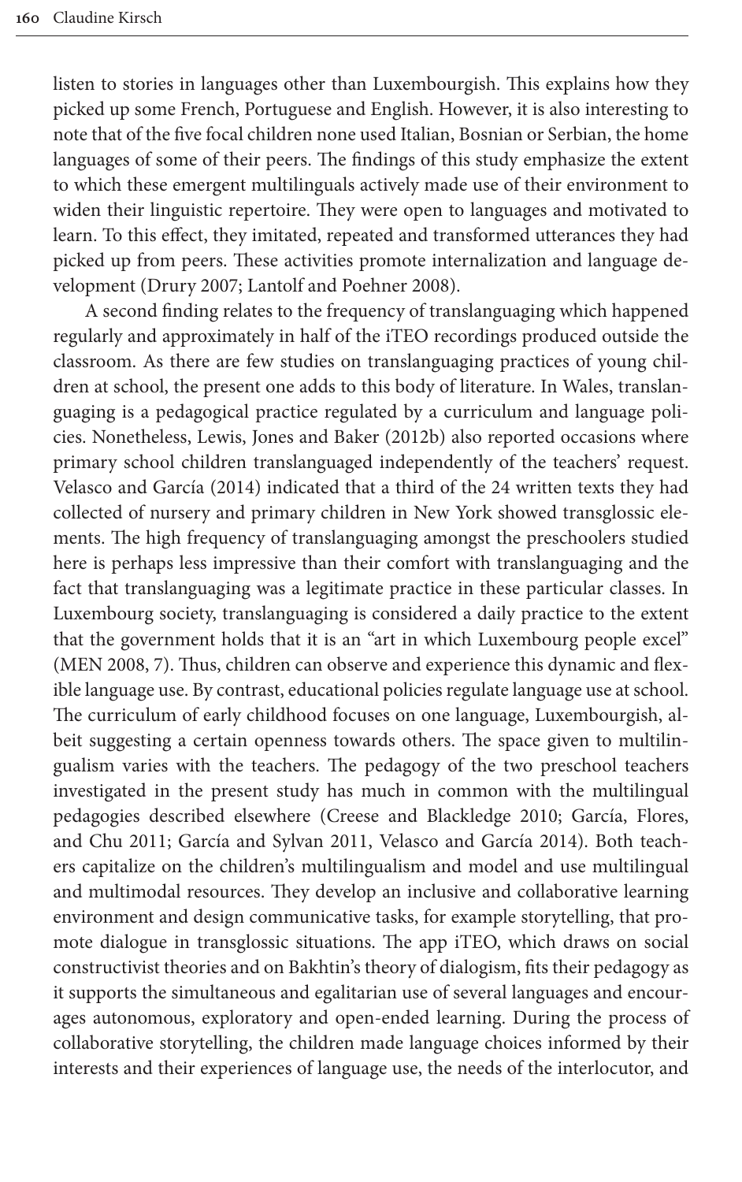listen to stories in languages other than Luxembourgish. This explains how they picked up some French, Portuguese and English. However, it is also interesting to note that of the five focal children none used Italian, Bosnian or Serbian, the home languages of some of their peers. The findings of this study emphasize the extent to which these emergent multilinguals actively made use of their environment to widen their linguistic repertoire. They were open to languages and motivated to learn. To this effect, they imitated, repeated and transformed utterances they had picked up from peers. These activities promote internalization and language development (Drury 2007; Lantolf and Poehner 2008).

A second finding relates to the frequency of translanguaging which happened regularly and approximately in half of the iTEO recordings produced outside the classroom. As there are few studies on translanguaging practices of young children at school, the present one adds to this body of literature. In Wales, translanguaging is a pedagogical practice regulated by a curriculum and language policies. Nonetheless, Lewis, Jones and Baker (2012b) also reported occasions where primary school children translanguaged independently of the teachers' request. Velasco and García (2014) indicated that a third of the 24 written texts they had collected of nursery and primary children in New York showed transglossic elements. The high frequency of translanguaging amongst the preschoolers studied here is perhaps less impressive than their comfort with translanguaging and the fact that translanguaging was a legitimate practice in these particular classes. In Luxembourg society, translanguaging is considered a daily practice to the extent that the government holds that it is an "art in which Luxembourg people excel" (MEN 2008, 7). Thus, children can observe and experience this dynamic and flexible language use. By contrast, educational policies regulate language use at school. The curriculum of early childhood focuses on one language, Luxembourgish, albeit suggesting a certain openness towards others. The space given to multilingualism varies with the teachers. The pedagogy of the two preschool teachers investigated in the present study has much in common with the multilingual pedagogies described elsewhere (Creese and Blackledge 2010; García, Flores, and Chu 2011; García and Sylvan 2011, Velasco and García 2014). Both teachers capitalize on the children's multilingualism and model and use multilingual and multimodal resources. They develop an inclusive and collaborative learning environment and design communicative tasks, for example storytelling, that promote dialogue in transglossic situations. The app iTEO, which draws on social constructivist theories and on Bakhtin's theory of dialogism, fits their pedagogy as it supports the simultaneous and egalitarian use of several languages and encourages autonomous, exploratory and open-ended learning. During the process of collaborative storytelling, the children made language choices informed by their interests and their experiences of language use, the needs of the interlocutor, and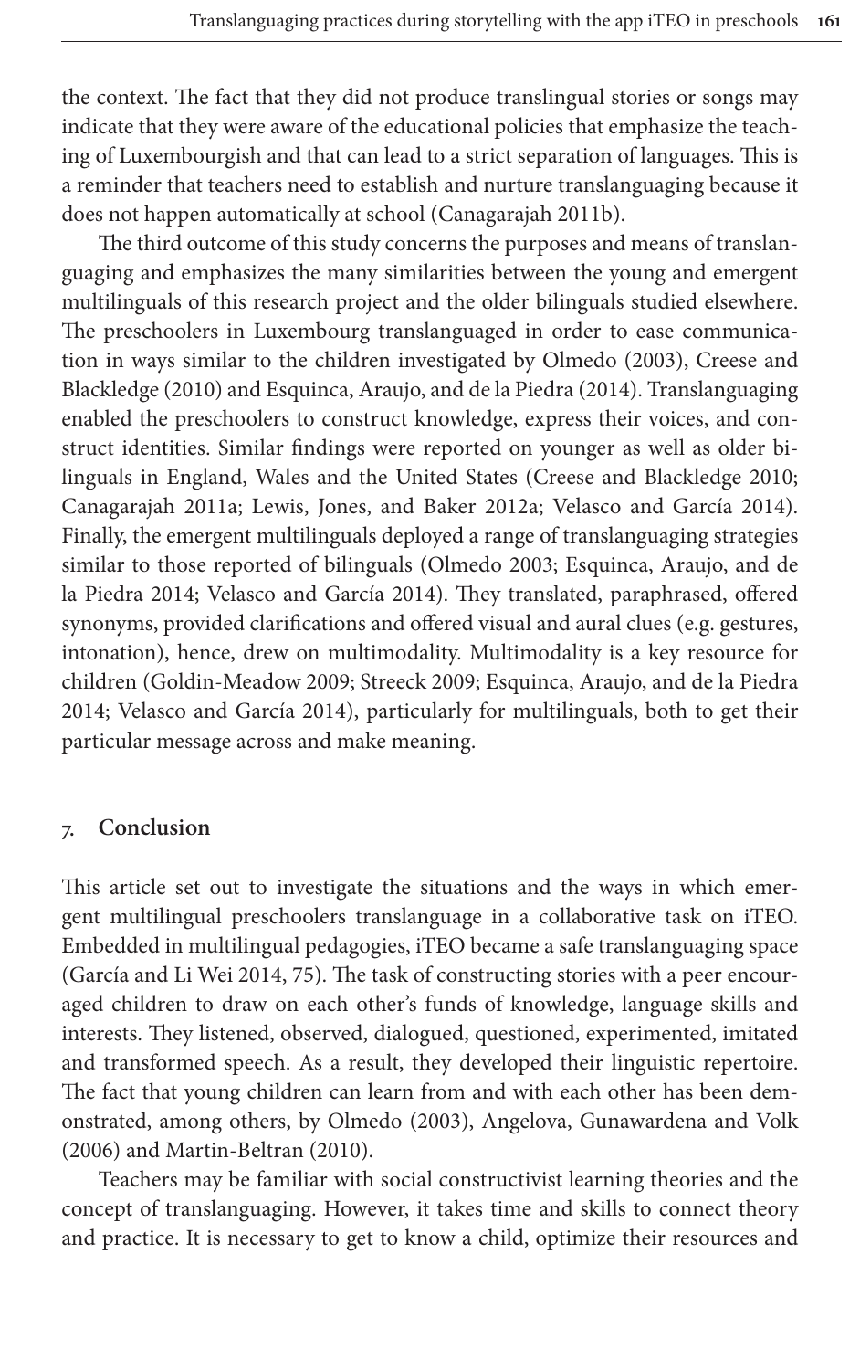the context. The fact that they did not produce translingual stories or songs may indicate that they were aware of the educational policies that emphasize the teaching of Luxembourgish and that can lead to a strict separation of languages. This is a reminder that teachers need to establish and nurture translanguaging because it does not happen automatically at school (Canagarajah 2011b).

The third outcome of this study concerns the purposes and means of translanguaging and emphasizes the many similarities between the young and emergent multilinguals of this research project and the older bilinguals studied elsewhere. The preschoolers in Luxembourg translanguaged in order to ease communication in ways similar to the children investigated by Olmedo (2003), Creese and Blackledge (2010) and Esquinca, Araujo, and de la Piedra (2014). Translanguaging enabled the preschoolers to construct knowledge, express their voices, and construct identities. Similar findings were reported on younger as well as older bilinguals in England, Wales and the United States (Creese and Blackledge 2010; Canagarajah 2011a; Lewis, Jones, and Baker 2012a; Velasco and García 2014). Finally, the emergent multilinguals deployed a range of translanguaging strategies similar to those reported of bilinguals (Olmedo 2003; Esquinca, Araujo, and de la Piedra 2014; Velasco and García 2014). They translated, paraphrased, offered synonyms, provided clarifications and offered visual and aural clues (e.g. gestures, intonation), hence, drew on multimodality. Multimodality is a key resource for children (Goldin-Meadow 2009; Streeck 2009; Esquinca, Araujo, and de la Piedra 2014; Velasco and García 2014), particularly for multilinguals, both to get their particular message across and make meaning.

## 7. Conclusion

This article set out to investigate the situations and the ways in which emergent multilingual preschoolers translanguage in a collaborative task on iTEO. Embedded in multilingual pedagogies, iTEO became a safe translanguaging space (García and Li Wei 2014, 75). The task of constructing stories with a peer encouraged children to draw on each other's funds of knowledge, language skills and interests. They listened, observed, dialogued, questioned, experimented, imitated and transformed speech. As a result, they developed their linguistic repertoire. The fact that young children can learn from and with each other has been demonstrated, among others, by Olmedo (2003), Angelova, Gunawardena and Volk (2006) and Martin-Beltran (2010).

Teachers may be familiar with social constructivist learning theories and the concept of translanguaging. However, it takes time and skills to connect theory and practice. It is necessary to get to know a child, optimize their resources and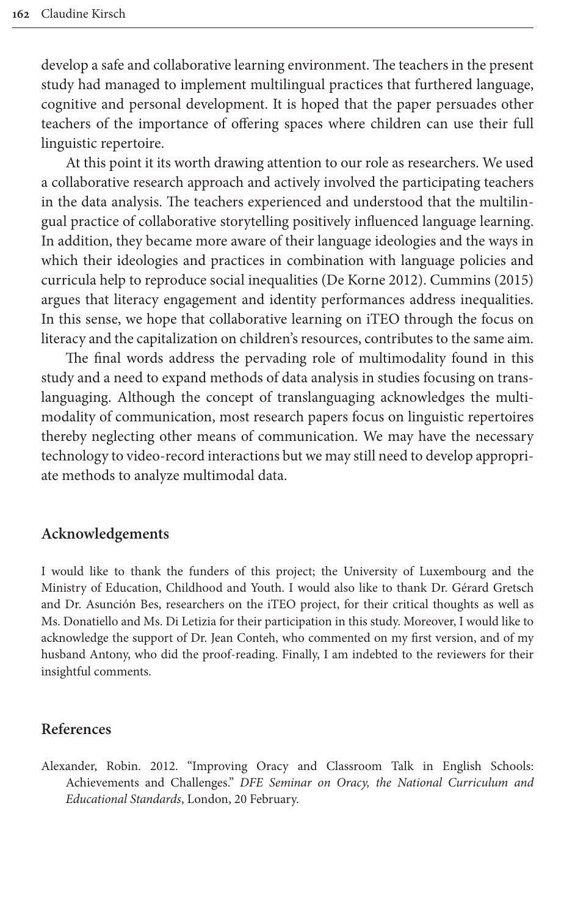develop a safe and collaborative learning environment. The teachers in the present study had managed to implement multilingual practices that furthered language, cognitive and personal development. It is hoped that the paper persuades other teachers of the importance of offering spaces where children can use their full linguistic repertoire.

At this point it its worth drawing attention to our role as researchers. We used a collaborative research approach and actively involved the participating teachers in the data analysis. The teachers experienced and understood that the multilingual practice of collaborative storytelling positively influenced language learning. In addition, they became more aware of their language ideologies and the ways in which their ideologies and practices in combination with language policies and curricula help to reproduce social inequalities (De Korne 2012). Cummins (2015) argues that literacy engagement and identity performances address inequalities. In this sense, we hope that collaborative learning on iTEO through the focus on literacy and the capitalization on children's resources, contributes to the same aim.

The final words address the pervading role of multimodality found in this study and a need to expand methods of data analysis in studies focusing on translanguaging. Although the concept of translanguaging acknowledges the multimodality of communication, most research papers focus on linguistic repertoires thereby neglecting other means of communication. We may have the necessary technology to video-record interactions but we may still need to develop appropriate methods to analyze multimodal data.

## Acknowledgements

I would like to thank the funders of this project; the University of Luxembourg and the Ministry of Education, Childhood and Youth. I would also like to thank Dr. Gérard Gretsch and Dr. Asunción Bes, researchers on the iTEO project, for their critical thoughts as well as Ms. Donatiello and Ms. Di Letizia for their participation in this study. Moreover, I would like to acknowledge the support of Dr. Jean Conteh, who commented on my first version, and of my husband Antony, who did the proof-reading. Finally, I am indebted to the reviewers for their insightful comments.

## References

Alexander, Robin. 2012. "Improving Oracy and Classroom Talk in English Schools: Achievements and Challenges." *DFE Seminar on Oracy, the National Curriculum and Educational Standards*, London, 20 February.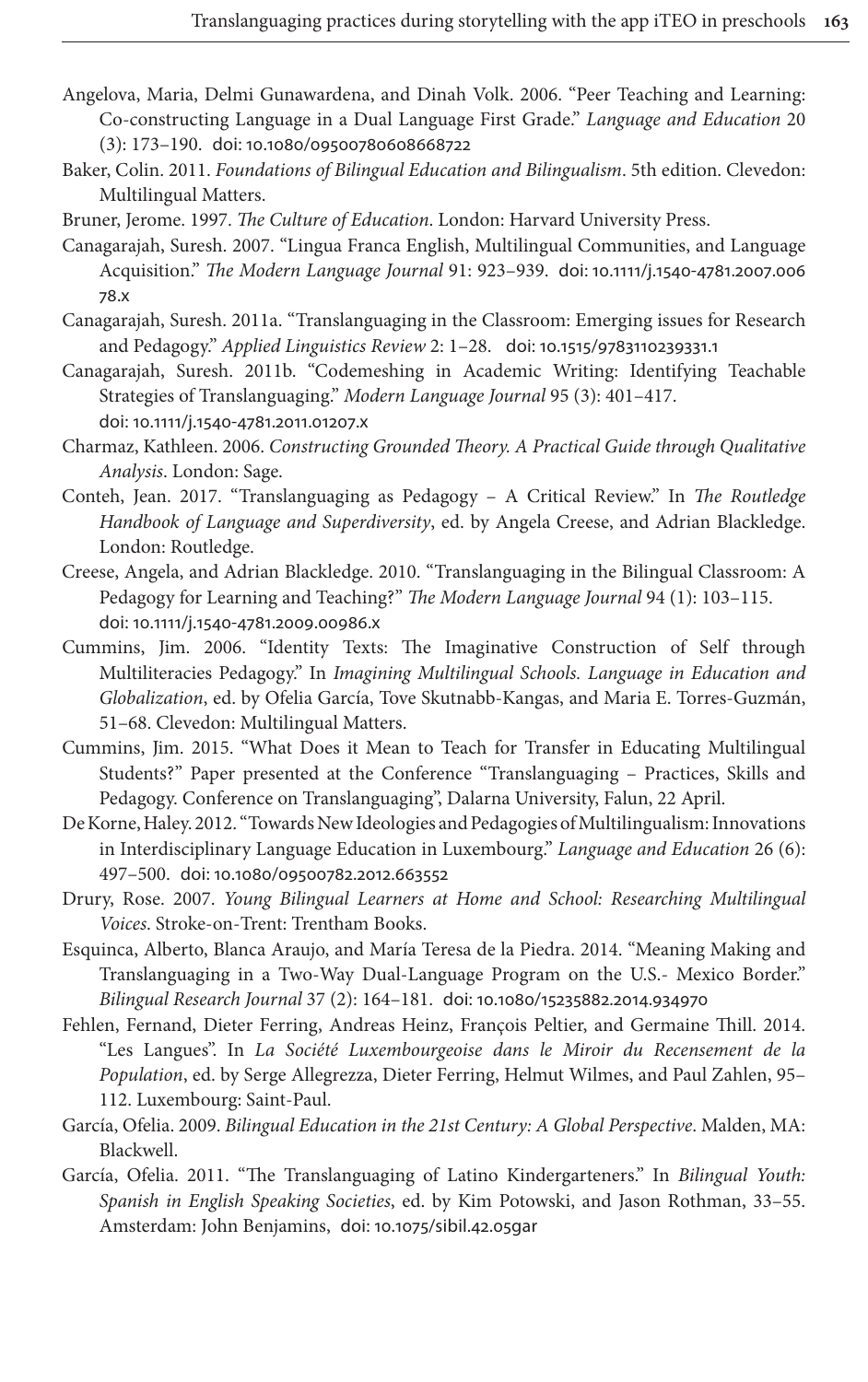Angelova, Maria, Delmi Gunawardena, and Dinah Volk. 2006. "Peer Teaching and Learning: Co-constructing Language in a Dual Language First Grade." *Language and Education* 20 (3): 173–190. doi: 10.1080/09500780608668722

Baker, Colin. 2011. *Foundations of Bilingual Education and Bilingualism*. 5th edition. Clevedon: Multilingual Matters.

Bruner, Jerome. 1997. *The Culture of Education*. London: Harvard University Press.

Canagarajah, Suresh. 2007. "Lingua Franca English, Multilingual Communities, and Language Acquisition." *The Modern Language Journal* 91: 923–939. doi: 10.1111/j.1540-4781.2007.00678.x

Canagarajah, Suresh. 2011a. "Translanguaging in the Classroom: Emerging issues for Research and Pedagogy." *Applied Linguistics Review* 2: 1–28. doi: 10.1515/9783110239331.1

Canagarajah, Suresh. 2011b. "Codemeshing in Academic Writing: Identifying Teachable Strategies of Translanguaging." *Modern Language Journal* 95 (3): 401–417. doi: 10.1111/j.1540-4781.2011.01207.x

Charmaz, Kathleen. 2006. *Constructing Grounded Theory. A Practical Guide through Qualitative Analysis*. London: Sage.

Conteh, Jean. 2017. "Translanguaging as Pedagogy – A Critical Review." In *The Routledge Handbook of Language and Superdiversity*, ed. by Angela Creese, and Adrian Blackledge. London: Routledge.

Creese, Angela, and Adrian Blackledge. 2010. "Translanguaging in the Bilingual Classroom: A Pedagogy for Learning and Teaching?" *The Modern Language Journal* 94 (1): 103–115. doi: 10.1111/j.1540-4781.2009.00986.x

Cummins, Jim. 2006. "Identity Texts: The Imaginative Construction of Self through Multiliteracies Pedagogy." In *Imagining Multilingual Schools. Language in Education and Globalization*, ed. by Ofelia García, Tove Skutnabb-Kangas, and Maria E. Torres-Guzmán, 51–68. Clevedon: Multilingual Matters.

Cummins, Jim. 2015. "What Does it Mean to Teach for Transfer in Educating Multilingual Students?" Paper presented at the Conference "Translanguaging – Practices, Skills and Pedagogy. Conference on Translanguaging", Dalarna University, Falun, 22 April.

De Korne, Haley. 2012. "Towards New Ideologies and Pedagogies of Multilingualism: Innovations in Interdisciplinary Language Education in Luxembourg." *Language and Education* 26 (6): 497–500. doi: 10.1080/09500782.2012.663552

Drury, Rose. 2007. *Young Bilingual Learners at Home and School: Researching Multilingual Voices*. Stroke-on-Trent: Trentham Books.

Esquinca, Alberto, Blanca Araujo, and María Teresa de la Piedra. 2014. "Meaning Making and Translanguaging in a Two-Way Dual-Language Program on the U.S.- Mexico Border." *Bilingual Research Journal* 37 (2): 164–181. doi: 10.1080/15235882.2014.934970

Fehlen, Fernand, Dieter Ferring, Andreas Heinz, François Peltier, and Germaine Thill. 2014. "Les Langues". In *La Société Luxembourgeoise dans le Miroir du Recensement de la Population*, ed. by Serge Allegrezza, Dieter Ferring, Helmut Wilmes, and Paul Zahlen, 95–112. Luxembourg: Saint-Paul.

García, Ofelia. 2009. *Bilingual Education in the 21st Century: A Global Perspective*. Malden, MA: Blackwell.

García, Ofelia. 2011. "The Translanguaging of Latino Kindergarteners." In *Bilingual Youth: Spanish in English Speaking Societies*, ed. by Kim Potowski, and Jason Rothman, 33–55. Amsterdam: John Benjamins, doi: 10.1075/sibil.42.05gar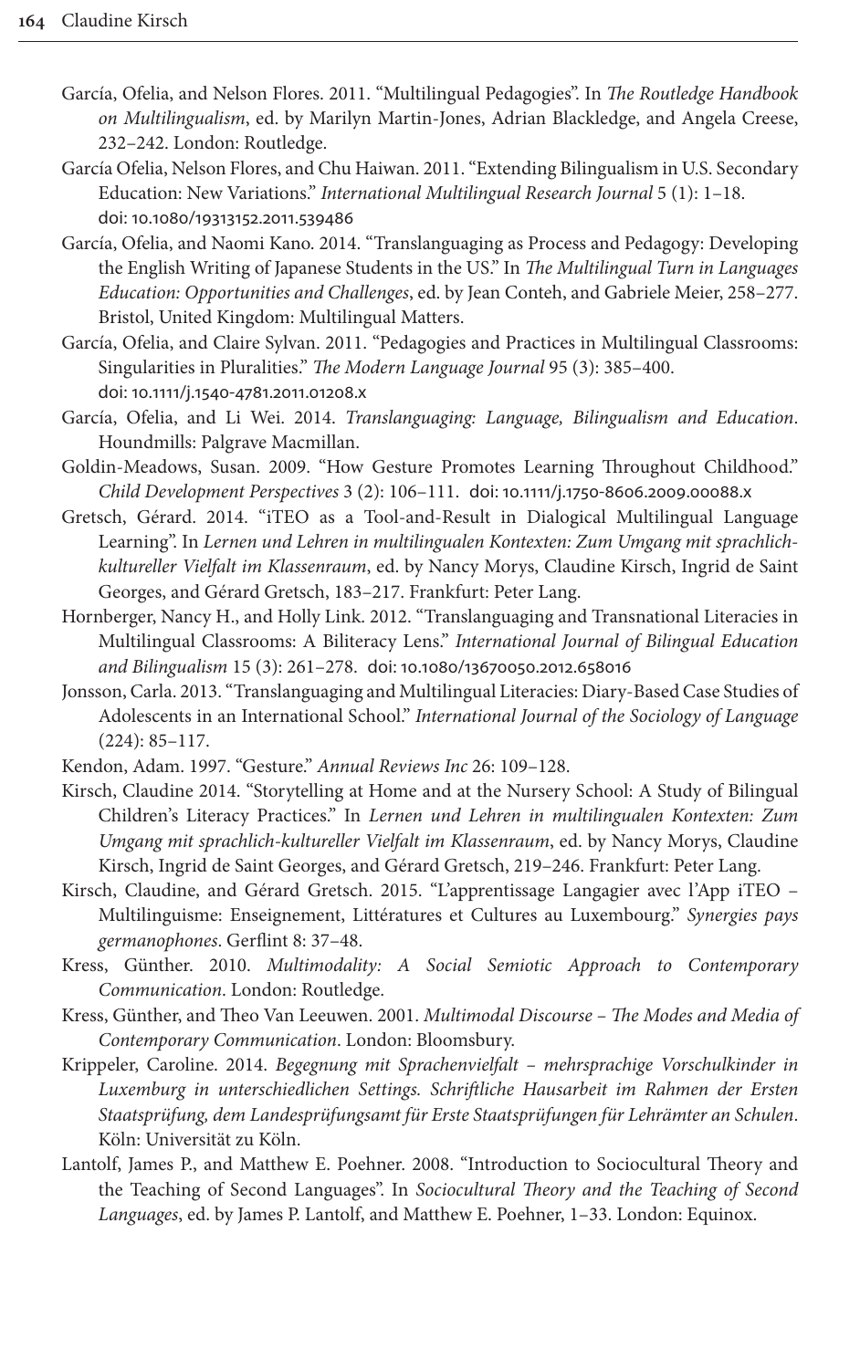García, Ofelia, and Nelson Flores. 2011. "Multilingual Pedagogies". In *The Routledge Handbook on Multilingualism*, ed. by Marilyn Martin-Jones, Adrian Blackledge, and Angela Creese, 232–242. London: Routledge.

García Ofelia, Nelson Flores, and Chu Haiwan. 2011. "Extending Bilingualism in U.S. Secondary Education: New Variations." *International Multilingual Research Journal* 5 (1): 1–18. doi: 10.1080/19313152.2011.539486

García, Ofelia, and Naomi Kano. 2014. "Translanguaging as Process and Pedagogy: Developing the English Writing of Japanese Students in the US." In *The Multilingual Turn in Languages Education: Opportunities and Challenges*, ed. by Jean Conteh, and Gabriele Meier, 258–277. Bristol, United Kingdom: Multilingual Matters.

García, Ofelia, and Claire Sylvan. 2011. "Pedagogies and Practices in Multilingual Classrooms: Singularities in Pluralities." *The Modern Language Journal* 95 (3): 385–400. doi: 10.1111/j.1540-4781.2011.01208.x

García, Ofelia, and Li Wei. 2014. *Translanguaging: Language, Bilingualism and Education*. Houndmills: Palgrave Macmillan.

Goldin-Meadows, Susan. 2009. "How Gesture Promotes Learning Throughout Childhood." *Child Development Perspectives* 3 (2): 106–111. doi: 10.1111/j.1750-8606.2009.00088.x

Gretsch, Gérard. 2014. "iTEO as a Tool-and-Result in Dialogical Multilingual Language Learning". In *Lernen und Lehren in multilingualen Kontexten: Zum Umgang mit sprachlich-kultureller Vielfalt im Klassenraum*, ed. by Nancy Morys, Claudine Kirsch, Ingrid de Saint Georges, and Gérard Gretsch, 183–217. Frankfurt: Peter Lang.

Hornberger, Nancy H., and Holly Link. 2012. "Translanguaging and Transnational Literacies in Multilingual Classrooms: A Biliteracy Lens." *International Journal of Bilingual Education and Bilingualism* 15 (3): 261–278. doi: 10.1080/13670050.2012.658016

Jonsson, Carla. 2013. "Translanguaging and Multilingual Literacies: Diary-Based Case Studies of Adolescents in an International School." *International Journal of the Sociology of Language* (224): 85–117.

Kendon, Adam. 1997. "Gesture." *Annual Reviews Inc* 26: 109–128.

Kirsch, Claudine 2014. "Storytelling at Home and at the Nursery School: A Study of Bilingual Children's Literacy Practices." In *Lernen und Lehren in multilingualen Kontexten: Zum Umgang mit sprachlich-kultureller Vielfalt im Klassenraum*, ed. by Nancy Morys, Claudine Kirsch, Ingrid de Saint Georges, and Gérard Gretsch, 219–246. Frankfurt: Peter Lang.

Kirsch, Claudine, and Gérard Gretsch. 2015. "L'apprentissage Langagier avec l'App iTEO – Multilinguisme: Enseignement, Littératures et Cultures au Luxembourg." *Synergies pays germanophones*. Gerflint 8: 37–48.

Kress, Günther. 2010. *Multimodality: A Social Semiotic Approach to Contemporary Communication*. London: Routledge.

Kress, Günther, and Theo Van Leeuwen. 2001. *Multimodal Discourse – The Modes and Media of Contemporary Communication*. London: Bloomsbury.

Krippeler, Caroline. 2014. *Begegnung mit Sprachenvielfalt – mehrsprachige Vorschulkinder in Luxemburg in unterschiedlichen Settings. Schriftliche Hausarbeit im Rahmen der Ersten Staatsprüfung, dem Landesprüfungsamt für Erste Staatsprüfungen für Lehrämter an Schulen*. Köln: Universität zu Köln.

Lantolf, James P., and Matthew E. Poehner. 2008. "Introduction to Sociocultural Theory and the Teaching of Second Languages". In *Sociocultural Theory and the Teaching of Second Languages*, ed. by James P. Lantolf, and Matthew E. Poehner, 1–33. London: Equinox.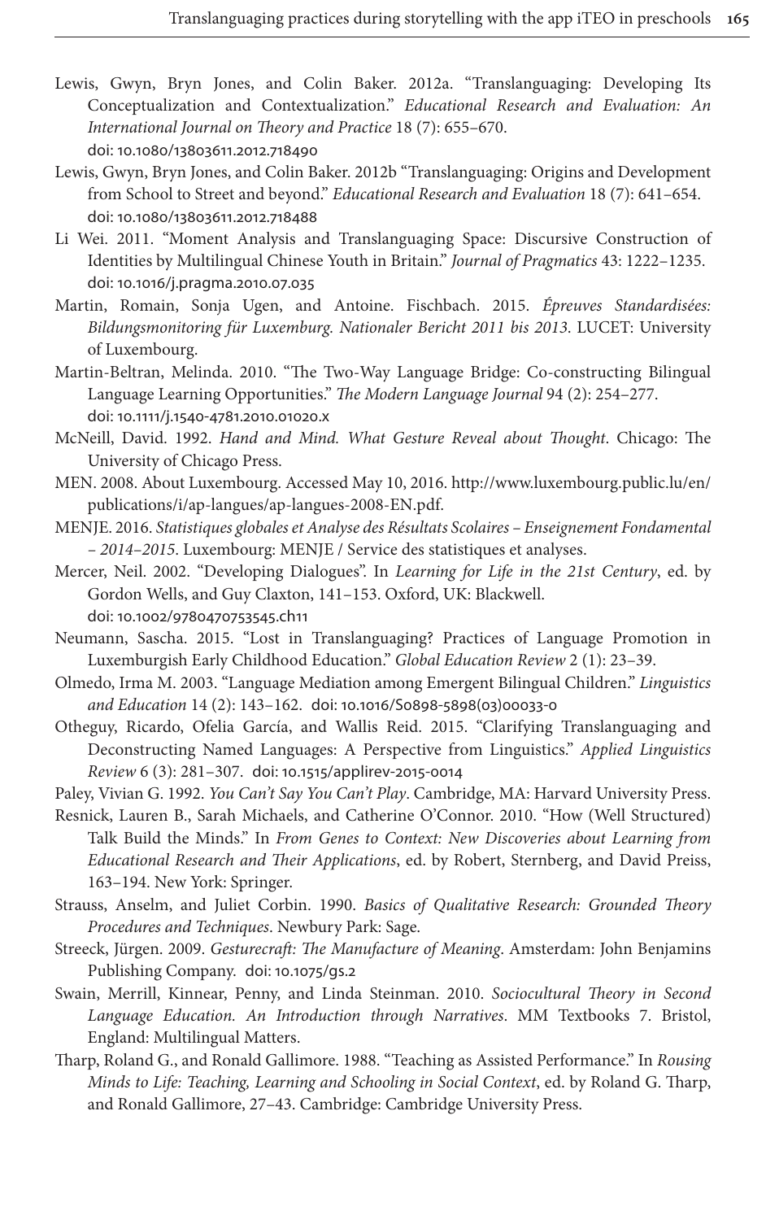Lewis, Gwyn, Bryn Jones, and Colin Baker. 2012a. "Translanguaging: Developing Its Conceptualization and Contextualization." *Educational Research and Evaluation: An International Journal on Theory and Practice* 18 (7): 655–670. doi: 10.1080/13803611.2012.718490

Lewis, Gwyn, Bryn Jones, and Colin Baker. 2012b "Translanguaging: Origins and Development from School to Street and beyond." *Educational Research and Evaluation* 18 (7): 641–654. doi: 10.1080/13803611.2012.718488

Li Wei. 2011. "Moment Analysis and Translanguaging Space: Discursive Construction of Identities by Multilingual Chinese Youth in Britain." *Journal of Pragmatics* 43: 1222–1235. doi: 10.1016/j.pragma.2010.07.035

Martin, Romain, Sonja Ugen, and Antoine. Fischbach. 2015. *Épreuves Standardisées: Bildungsmonitoring für Luxemburg. Nationaler Bericht 2011 bis 2013*. LUCET: University of Luxembourg.

Martin-Beltran, Melinda. 2010. "The Two-Way Language Bridge: Co-constructing Bilingual Language Learning Opportunities." *The Modern Language Journal* 94 (2): 254–277. doi: 10.1111/j.1540-4781.2010.01020.x

McNeill, David. 1992. *Hand and Mind. What Gesture Reveal about Thought*. Chicago: The University of Chicago Press.

MEN. 2008. About Luxembourg. Accessed May 10, 2016. http://www.luxembourg.public.lu/en/publications/i/ap-langues/ap-langues-2008-EN.pdf.

MENJE. 2016. *Statistiques globales et Analyse des Résultats Scolaires – Enseignement Fondamental – 2014–2015*. Luxembourg: MENJE / Service des statistiques et analyses.

Mercer, Neil. 2002. "Developing Dialogues". In *Learning for Life in the 21st Century*, ed. by Gordon Wells, and Guy Claxton, 141–153. Oxford, UK: Blackwell. doi: 10.1002/9780470753545.ch11

Neumann, Sascha. 2015. "Lost in Translanguaging? Practices of Language Promotion in Luxemburgish Early Childhood Education." *Global Education Review* 2 (1): 23–39.

Olmedo, Irma M. 2003. "Language Mediation among Emergent Bilingual Children." *Linguistics and Education* 14 (2): 143–162. doi: 10.1016/S0898-5898(03)00033-0

Otheguy, Ricardo, Ofelia García, and Wallis Reid. 2015. "Clarifying Translanguaging and Deconstructing Named Languages: A Perspective from Linguistics." *Applied Linguistics Review* 6 (3): 281–307. doi: 10.1515/applirev-2015-0014

Paley, Vivian G. 1992. *You Can't Say You Can't Play*. Cambridge, MA: Harvard University Press.

Resnick, Lauren B., Sarah Michaels, and Catherine O'Connor. 2010. "How (Well Structured) Talk Build the Minds." In *From Genes to Context: New Discoveries about Learning from Educational Research and Their Applications*, ed. by Robert, Sternberg, and David Preiss, 163–194. New York: Springer.

Strauss, Anselm, and Juliet Corbin. 1990. *Basics of Qualitative Research: Grounded Theory Procedures and Techniques*. Newbury Park: Sage.

Streeck, Jürgen. 2009. *Gesturecraft: The Manufacture of Meaning*. Amsterdam: John Benjamins Publishing Company. doi: 10.1075/gs.2

Swain, Merrill, Kinnear, Penny, and Linda Steinman. 2010. *Sociocultural Theory in Second Language Education. An Introduction through Narratives*. MM Textbooks 7. Bristol, England: Multilingual Matters.

Tharp, Roland G., and Ronald Gallimore. 1988. "Teaching as Assisted Performance." In *Rousing Minds to Life: Teaching, Learning and Schooling in Social Context*, ed. by Roland G. Tharp, and Ronald Gallimore, 27–43. Cambridge: Cambridge University Press.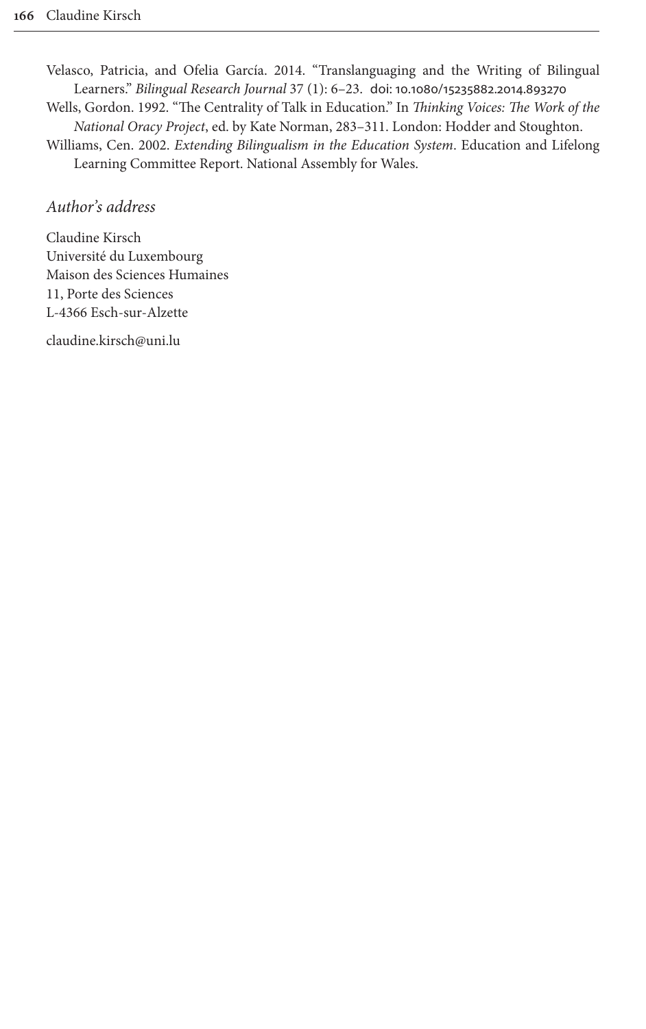Velasco, Patricia, and Ofelia García. 2014. "Translanguaging and the Writing of Bilingual Learners." *Bilingual Research Journal* 37 (1): 6–23. doi: 10.1080/15235882.2014.893270

Wells, Gordon. 1992. "The Centrality of Talk in Education." In *Thinking Voices: The Work of the National Oracy Project*, ed. by Kate Norman, 283–311. London: Hodder and Stoughton.

Williams, Cen. 2002. *Extending Bilingualism in the Education System*. Education and Lifelong Learning Committee Report. National Assembly for Wales.

## *Author's address*

Claudine Kirsch
Université du Luxembourg
Maison des Sciences Humaines
11, Porte des Sciences
L-4366 Esch-sur-Alzette

claudine.kirsch@uni.lu